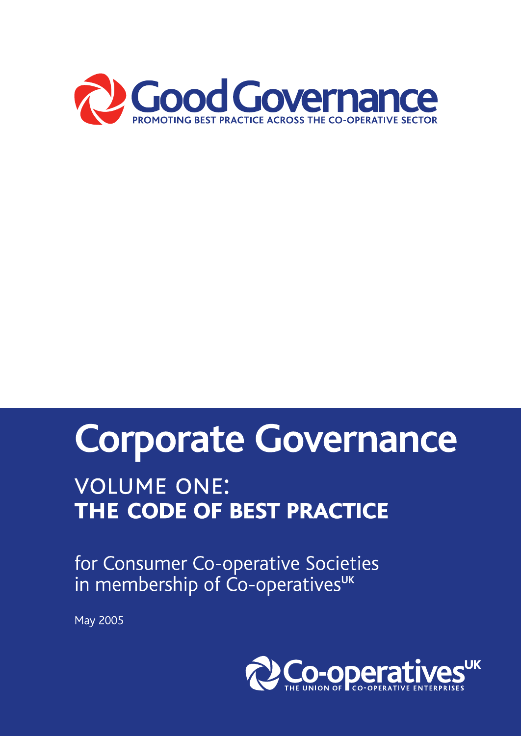# Good Governance

PROMOTING BEST PRACTICE ACROSS THE CO-OPERATIVE SECTOR

# Corporate Governance

## VOLUME ONE:
## THE CODE OF BEST PRACTICE

for Consumer Co-operative Societies in membership of Co-operatives[UK]

May 2005

Co-operatives[UK]
THE UNION OF CO-OPERATIVE ENTERPRISES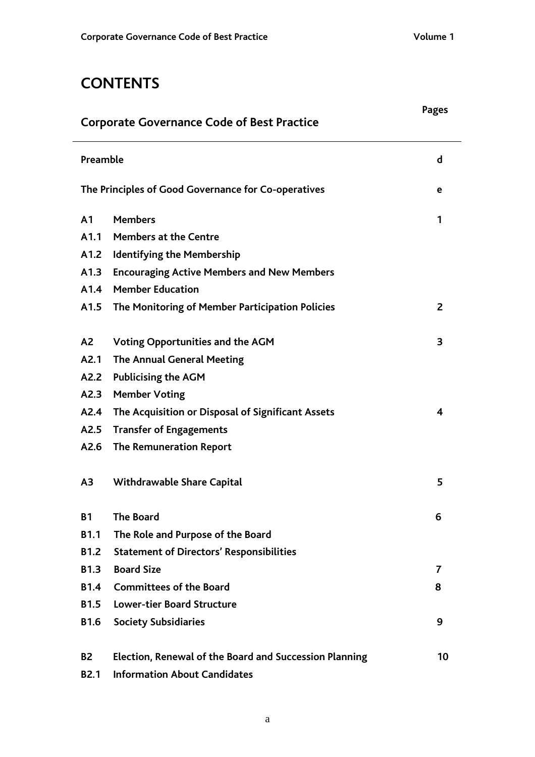# CONTENTS

| Corporate Governance Code of Best Practice | | Pages |
|---|---|---|
| Preamble | | d |
| The Principles of Good Governance for Co-operatives | | e |
| A1 | Members | 1 |
| A1.1 | Members at the Centre | |
| A1.2 | Identifying the Membership | |
| A1.3 | Encouraging Active Members and New Members | |
| A1.4 | Member Education | |
| A1.5 | The Monitoring of Member Participation Policies | 2 |
| A2 | Voting Opportunities and the AGM | 3 |
| A2.1 | The Annual General Meeting | |
| A2.2 | Publicising the AGM | |
| A2.3 | Member Voting | |
| A2.4 | The Acquisition or Disposal of Significant Assets | 4 |
| A2.5 | Transfer of Engagements | |
| A2.6 | The Remuneration Report | |
| A3 | Withdrawable Share Capital | 5 |
| B1 | The Board | 6 |
| B1.1 | The Role and Purpose of the Board | |
| B1.2 | Statement of Directors' Responsibilities | |
| B1.3 | Board Size | 7 |
| B1.4 | Committees of the Board | 8 |
| B1.5 | Lower-tier Board Structure | |
| B1.6 | Society Subsidiaries | 9 |
| B2 | Election, Renewal of the Board and Succession Planning | 10 |
| B2.1 | Information About Candidates | |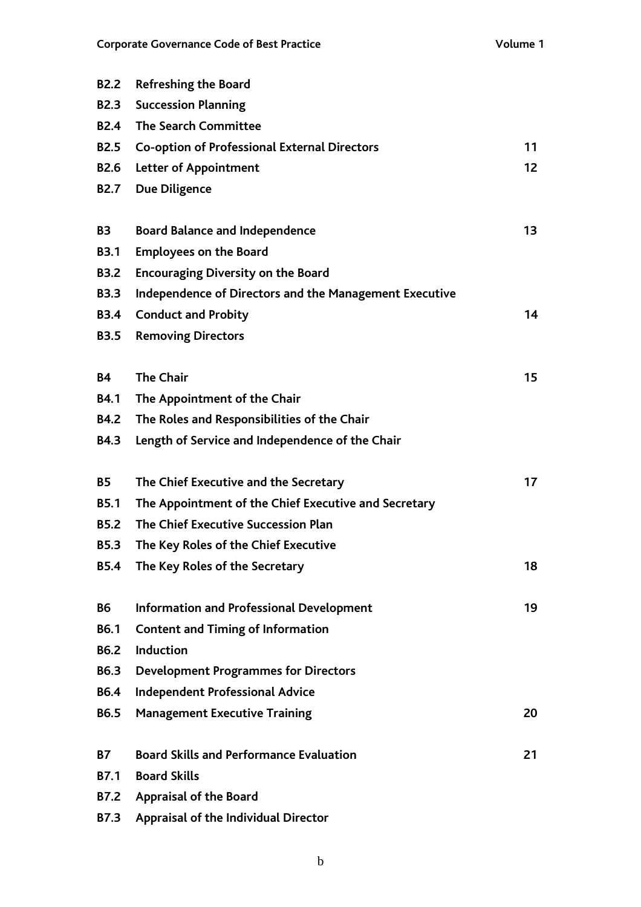| | | |
|---|---|---|
| **B2.2** | **Refreshing the Board** | |
| **B2.3** | **Succession Planning** | |
| **B2.4** | **The Search Committee** | |
| **B2.5** | **Co-option of Professional External Directors** | **11** |
| **B2.6** | **Letter of Appointment** | **12** |
| **B2.7** | **Due Diligence** | |
| | | |
| **B3** | **Board Balance and Independence** | **13** |
| **B3.1** | **Employees on the Board** | |
| **B3.2** | **Encouraging Diversity on the Board** | |
| **B3.3** | **Independence of Directors and the Management Executive** | |
| **B3.4** | **Conduct and Probity** | **14** |
| **B3.5** | **Removing Directors** | |
| | | |
| **B4** | **The Chair** | **15** |
| **B4.1** | **The Appointment of the Chair** | |
| **B4.2** | **The Roles and Responsibilities of the Chair** | |
| **B4.3** | **Length of Service and Independence of the Chair** | |
| | | |
| **B5** | **The Chief Executive and the Secretary** | **17** |
| **B5.1** | **The Appointment of the Chief Executive and Secretary** | |
| **B5.2** | **The Chief Executive Succession Plan** | |
| **B5.3** | **The Key Roles of the Chief Executive** | |
| **B5.4** | **The Key Roles of the Secretary** | **18** |
| | | |
| **B6** | **Information and Professional Development** | **19** |
| **B6.1** | **Content and Timing of Information** | |
| **B6.2** | **Induction** | |
| **B6.3** | **Development Programmes for Directors** | |
| **B6.4** | **Independent Professional Advice** | |
| **B6.5** | **Management Executive Training** | **20** |
| | | |
| **B7** | **Board Skills and Performance Evaluation** | **21** |
| **B7.1** | **Board Skills** | |
| **B7.2** | **Appraisal of the Board** | |
| **B7.3** | **Appraisal of the Individual Director** | |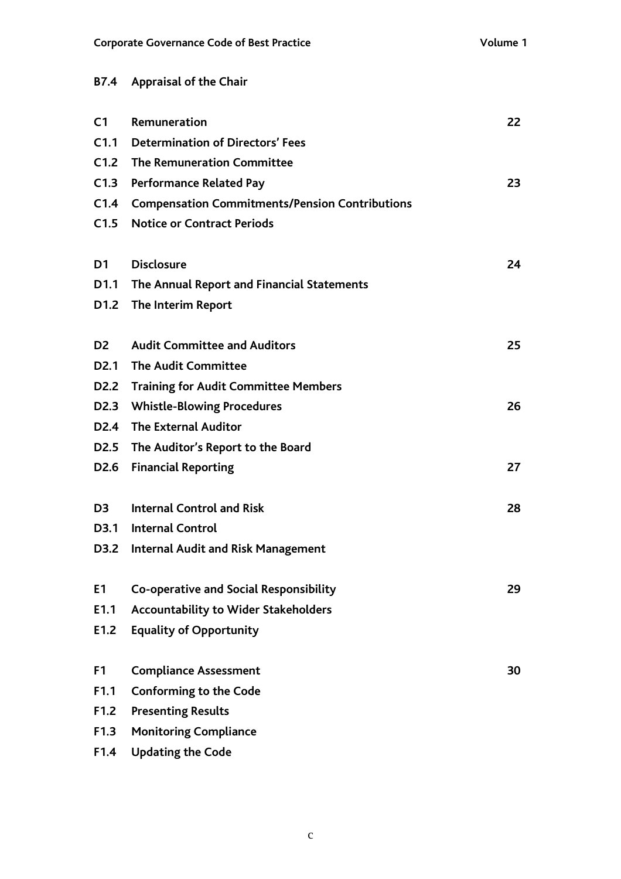| | | |
|---|---|---|
| **B7.4** | **Appraisal of the Chair** | |
| | | |
| **C1** | **Remuneration** | **22** |
| **C1.1** | **Determination of Directors' Fees** | |
| **C1.2** | **The Remuneration Committee** | |
| **C1.3** | **Performance Related Pay** | **23** |
| **C1.4** | **Compensation Commitments/Pension Contributions** | |
| **C1.5** | **Notice or Contract Periods** | |
| | | |
| **D1** | **Disclosure** | **24** |
| **D1.1** | **The Annual Report and Financial Statements** | |
| **D1.2** | **The Interim Report** | |
| | | |
| **D2** | **Audit Committee and Auditors** | **25** |
| **D2.1** | **The Audit Committee** | |
| **D2.2** | **Training for Audit Committee Members** | |
| **D2.3** | **Whistle-Blowing Procedures** | **26** |
| **D2.4** | **The External Auditor** | |
| **D2.5** | **The Auditor's Report to the Board** | |
| **D2.6** | **Financial Reporting** | **27** |
| | | |
| **D3** | **Internal Control and Risk** | **28** |
| **D3.1** | **Internal Control** | |
| **D3.2** | **Internal Audit and Risk Management** | |
| | | |
| **E1** | **Co-operative and Social Responsibility** | **29** |
| **E1.1** | **Accountability to Wider Stakeholders** | |
| **E1.2** | **Equality of Opportunity** | |
| | | |
| **F1** | **Compliance Assessment** | **30** |
| **F1.1** | **Conforming to the Code** | |
| **F1.2** | **Presenting Results** | |
| **F1.3** | **Monitoring Compliance** | |
| **F1.4** | **Updating the Code** | |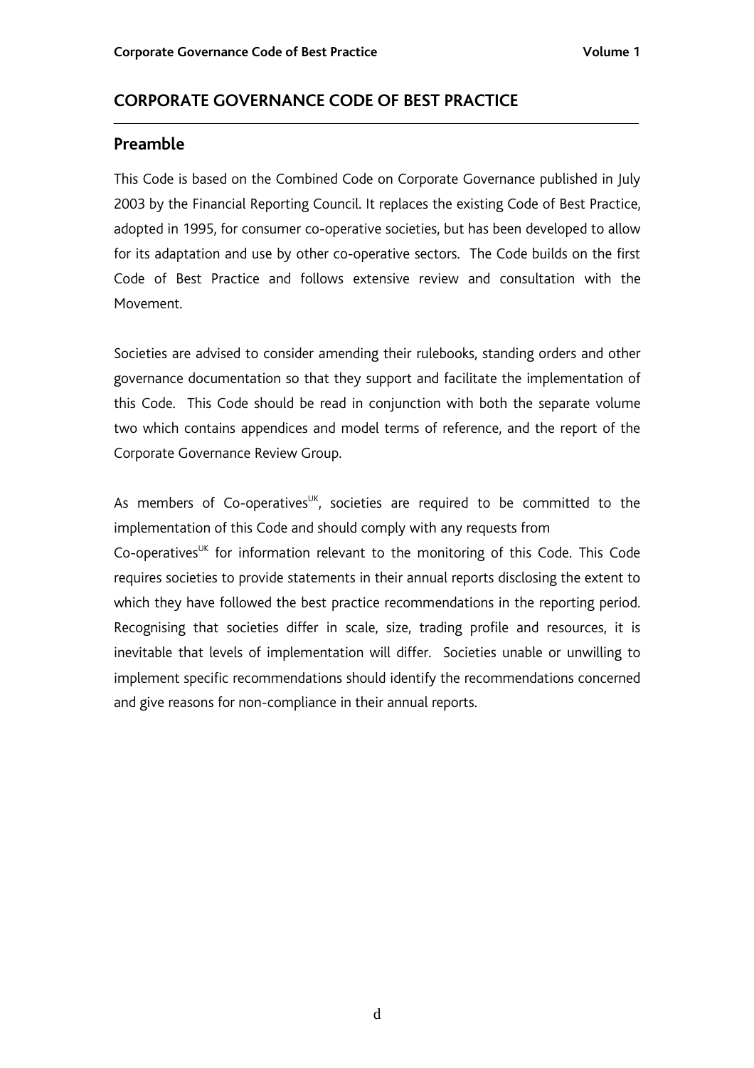# CORPORATE GOVERNANCE CODE OF BEST PRACTICE

## Preamble

This Code is based on the Combined Code on Corporate Governance published in July 2003 by the Financial Reporting Council. It replaces the existing Code of Best Practice, adopted in 1995, for consumer co-operative societies, but has been developed to allow for its adaptation and use by other co-operative sectors. The Code builds on the first Code of Best Practice and follows extensive review and consultation with the Movement.

Societies are advised to consider amending their rulebooks, standing orders and other governance documentation so that they support and facilitate the implementation of this Code. This Code should be read in conjunction with both the separate volume two which contains appendices and model terms of reference, and the report of the Corporate Governance Review Group.

As members of Co-operatives^UK, societies are required to be committed to the implementation of this Code and should comply with any requests from Co-operatives^UK for information relevant to the monitoring of this Code. This Code requires societies to provide statements in their annual reports disclosing the extent to which they have followed the best practice recommendations in the reporting period. Recognising that societies differ in scale, size, trading profile and resources, it is inevitable that levels of implementation will differ. Societies unable or unwilling to implement specific recommendations should identify the recommendations concerned and give reasons for non-compliance in their annual reports.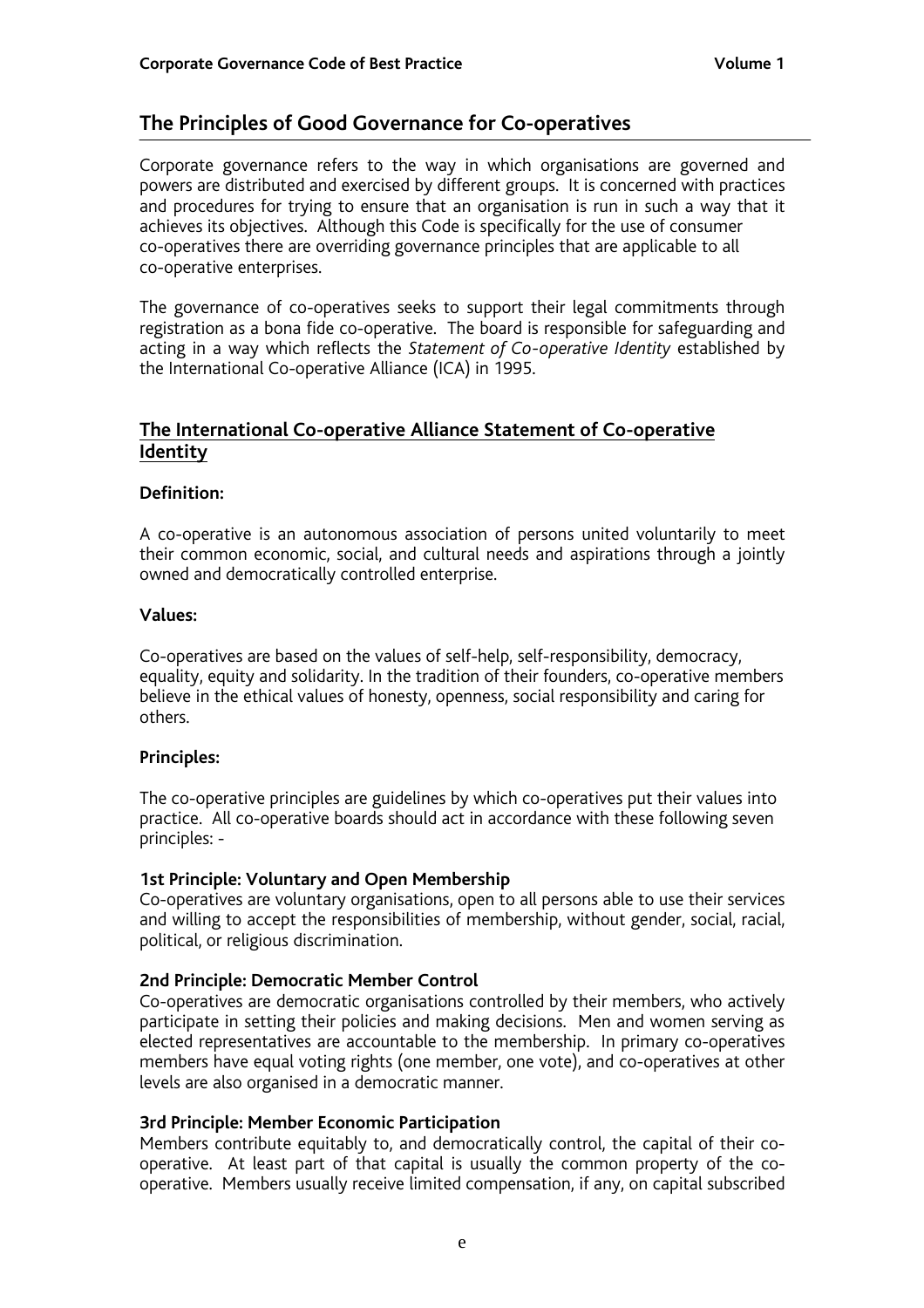## The Principles of Good Governance for Co-operatives

Corporate governance refers to the way in which organisations are governed and powers are distributed and exercised by different groups. It is concerned with practices and procedures for trying to ensure that an organisation is run in such a way that it achieves its objectives. Although this Code is specifically for the use of consumer co-operatives there are overriding governance principles that are applicable to all co-operative enterprises.

The governance of co-operatives seeks to support their legal commitments through registration as a bona fide co-operative. The board is responsible for safeguarding and acting in a way which reflects the *Statement of Co-operative Identity* established by the International Co-operative Alliance (ICA) in 1995.

### The International Co-operative Alliance Statement of Co-operative Identity

**Definition:**

A co-operative is an autonomous association of persons united voluntarily to meet their common economic, social, and cultural needs and aspirations through a jointly owned and democratically controlled enterprise.

**Values:**

Co-operatives are based on the values of self-help, self-responsibility, democracy, equality, equity and solidarity. In the tradition of their founders, co-operative members believe in the ethical values of honesty, openness, social responsibility and caring for others.

**Principles:**

The co-operative principles are guidelines by which co-operatives put their values into practice. All co-operative boards should act in accordance with these following seven principles: -

**1st Principle: Voluntary and Open Membership**
Co-operatives are voluntary organisations, open to all persons able to use their services and willing to accept the responsibilities of membership, without gender, social, racial, political, or religious discrimination.

**2nd Principle: Democratic Member Control**
Co-operatives are democratic organisations controlled by their members, who actively participate in setting their policies and making decisions. Men and women serving as elected representatives are accountable to the membership. In primary co-operatives members have equal voting rights (one member, one vote), and co-operatives at other levels are also organised in a democratic manner.

**3rd Principle: Member Economic Participation**
Members contribute equitably to, and democratically control, the capital of their co-operative. At least part of that capital is usually the common property of the co-operative. Members usually receive limited compensation, if any, on capital subscribed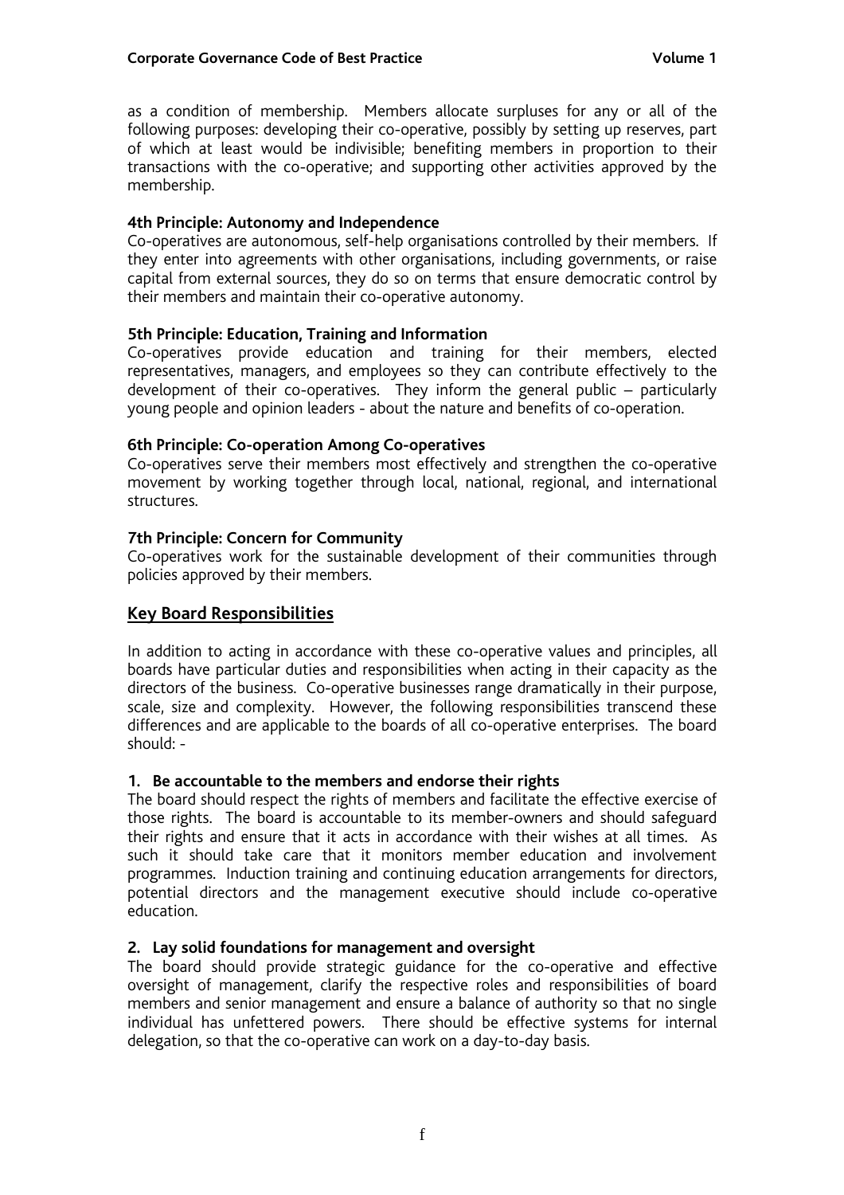as a condition of membership. Members allocate surpluses for any or all of the following purposes: developing their co-operative, possibly by setting up reserves, part of which at least would be indivisible; benefiting members in proportion to their transactions with the co-operative; and supporting other activities approved by the membership.

**4th Principle: Autonomy and Independence**
Co-operatives are autonomous, self-help organisations controlled by their members. If they enter into agreements with other organisations, including governments, or raise capital from external sources, they do so on terms that ensure democratic control by their members and maintain their co-operative autonomy.

**5th Principle: Education, Training and Information**
Co-operatives provide education and training for their members, elected representatives, managers, and employees so they can contribute effectively to the development of their co-operatives. They inform the general public – particularly young people and opinion leaders - about the nature and benefits of co-operation.

**6th Principle: Co-operation Among Co-operatives**
Co-operatives serve their members most effectively and strengthen the co-operative movement by working together through local, national, regional, and international structures.

**7th Principle: Concern for Community**
Co-operatives work for the sustainable development of their communities through policies approved by their members.

## Key Board Responsibilities

In addition to acting in accordance with these co-operative values and principles, all boards have particular duties and responsibilities when acting in their capacity as the directors of the business. Co-operative businesses range dramatically in their purpose, scale, size and complexity. However, the following responsibilities transcend these differences and are applicable to the boards of all co-operative enterprises. The board should: -

**1. Be accountable to the members and endorse their rights**
The board should respect the rights of members and facilitate the effective exercise of those rights. The board is accountable to its member-owners and should safeguard their rights and ensure that it acts in accordance with their wishes at all times. As such it should take care that it monitors member education and involvement programmes. Induction training and continuing education arrangements for directors, potential directors and the management executive should include co-operative education.

**2. Lay solid foundations for management and oversight**
The board should provide strategic guidance for the co-operative and effective oversight of management, clarify the respective roles and responsibilities of board members and senior management and ensure a balance of authority so that no single individual has unfettered powers. There should be effective systems for internal delegation, so that the co-operative can work on a day-to-day basis.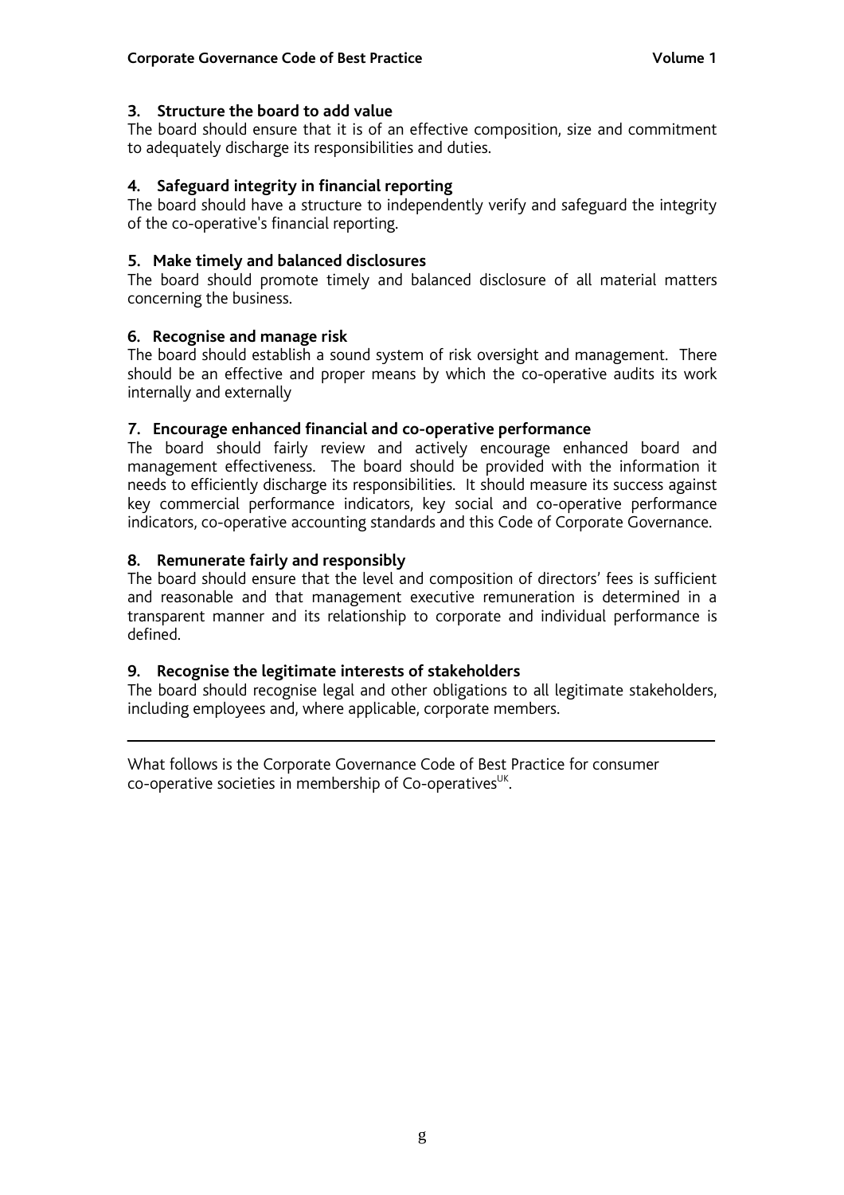### 3. Structure the board to add value

The board should ensure that it is of an effective composition, size and commitment to adequately discharge its responsibilities and duties.

### 4. Safeguard integrity in financial reporting

The board should have a structure to independently verify and safeguard the integrity of the co-operative's financial reporting.

### 5. Make timely and balanced disclosures

The board should promote timely and balanced disclosure of all material matters concerning the business.

### 6. Recognise and manage risk

The board should establish a sound system of risk oversight and management. There should be an effective and proper means by which the co-operative audits its work internally and externally

### 7. Encourage enhanced financial and co-operative performance

The board should fairly review and actively encourage enhanced board and management effectiveness. The board should be provided with the information it needs to efficiently discharge its responsibilities. It should measure its success against key commercial performance indicators, key social and co-operative performance indicators, co-operative accounting standards and this Code of Corporate Governance.

### 8. Remunerate fairly and responsibly

The board should ensure that the level and composition of directors' fees is sufficient and reasonable and that management executive remuneration is determined in a transparent manner and its relationship to corporate and individual performance is defined.

### 9. Recognise the legitimate interests of stakeholders

The board should recognise legal and other obligations to all legitimate stakeholders, including employees and, where applicable, corporate members.

---

What follows is the Corporate Governance Code of Best Practice for consumer co-operative societies in membership of Co-operatives$^{UK}$.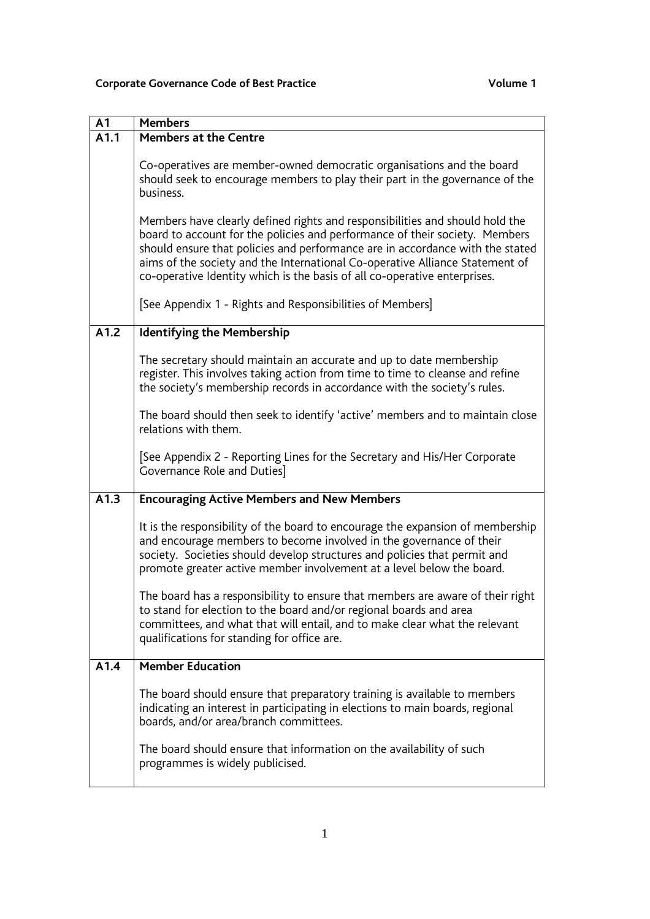| A1 | Members |
|---|---|
| A1.1 | **Members at the Centre**<br><br>Co-operatives are member-owned democratic organisations and the board should seek to encourage members to play their part in the governance of the business.<br><br>Members have clearly defined rights and responsibilities and should hold the board to account for the policies and performance of their society. Members should ensure that policies and performance are in accordance with the stated aims of the society and the International Co-operative Alliance Statement of co-operative Identity which is the basis of all co-operative enterprises.<br><br>[See Appendix 1 - Rights and Responsibilities of Members] |
| A1.2 | **Identifying the Membership**<br><br>The secretary should maintain an accurate and up to date membership register. This involves taking action from time to time to cleanse and refine the society's membership records in accordance with the society's rules.<br><br>The board should then seek to identify 'active' members and to maintain close relations with them.<br><br>[See Appendix 2 - Reporting Lines for the Secretary and His/Her Corporate Governance Role and Duties] |
| A1.3 | **Encouraging Active Members and New Members**<br><br>It is the responsibility of the board to encourage the expansion of membership and encourage members to become involved in the governance of their society. Societies should develop structures and policies that permit and promote greater active member involvement at a level below the board.<br><br>The board has a responsibility to ensure that members are aware of their right to stand for election to the board and/or regional boards and area committees, and what that will entail, and to make clear what the relevant qualifications for standing for office are. |
| A1.4 | **Member Education**<br><br>The board should ensure that preparatory training is available to members indicating an interest in participating in elections to main boards, regional boards, and/or area/branch committees.<br><br>The board should ensure that information on the availability of such programmes is widely publicised. |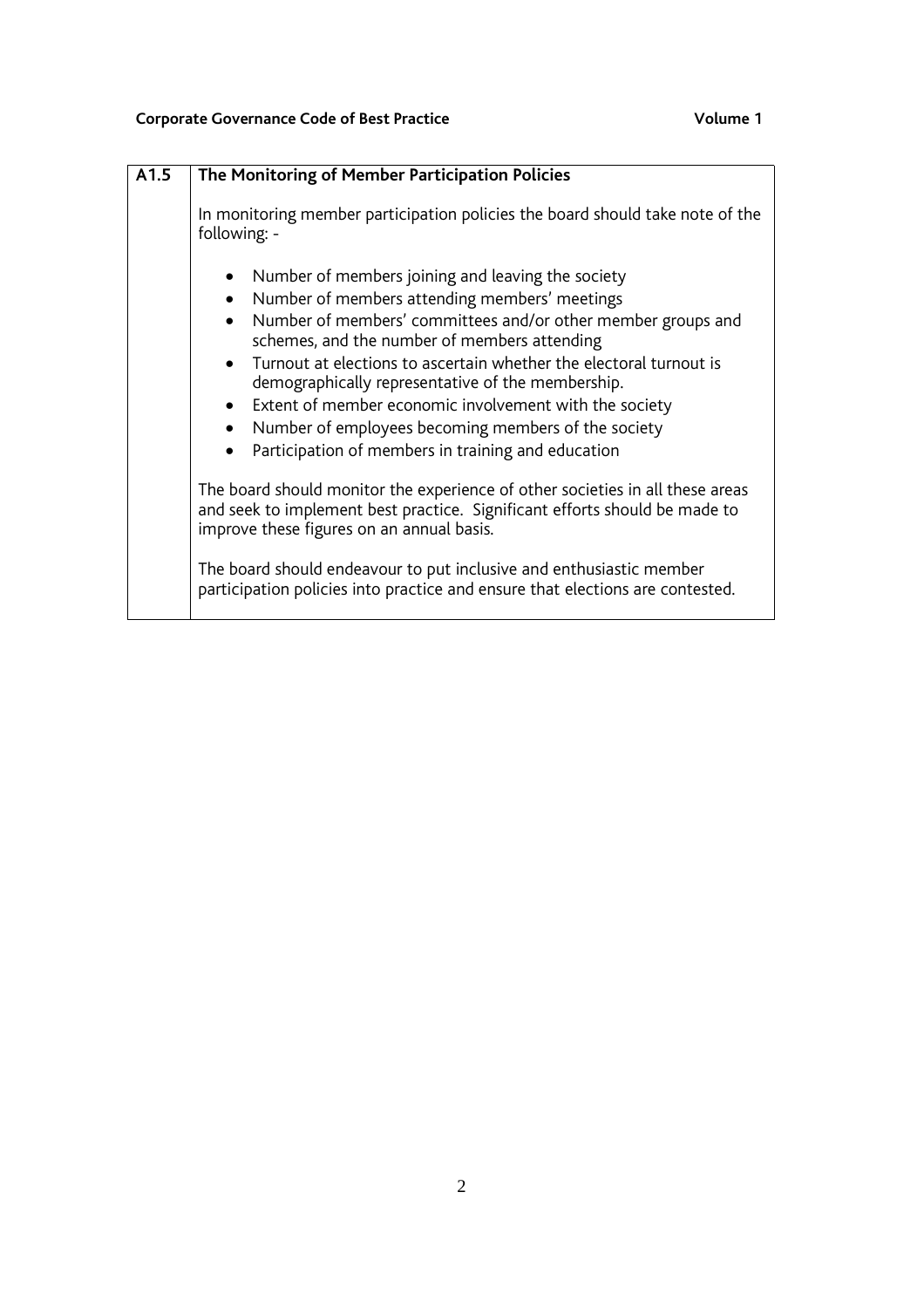| A1.5 | The Monitoring of Member Participation Policies |
|---|---|

## A1.5 The Monitoring of Member Participation Policies

In monitoring member participation policies the board should take note of the following: -

- Number of members joining and leaving the society
- Number of members attending members' meetings
- Number of members' committees and/or other member groups and schemes, and the number of members attending
- Turnout at elections to ascertain whether the electoral turnout is demographically representative of the membership.
- Extent of member economic involvement with the society
- Number of employees becoming members of the society
- Participation of members in training and education

The board should monitor the experience of other societies in all these areas and seek to implement best practice. Significant efforts should be made to improve these figures on an annual basis.

The board should endeavour to put inclusive and enthusiastic member participation policies into practice and ensure that elections are contested.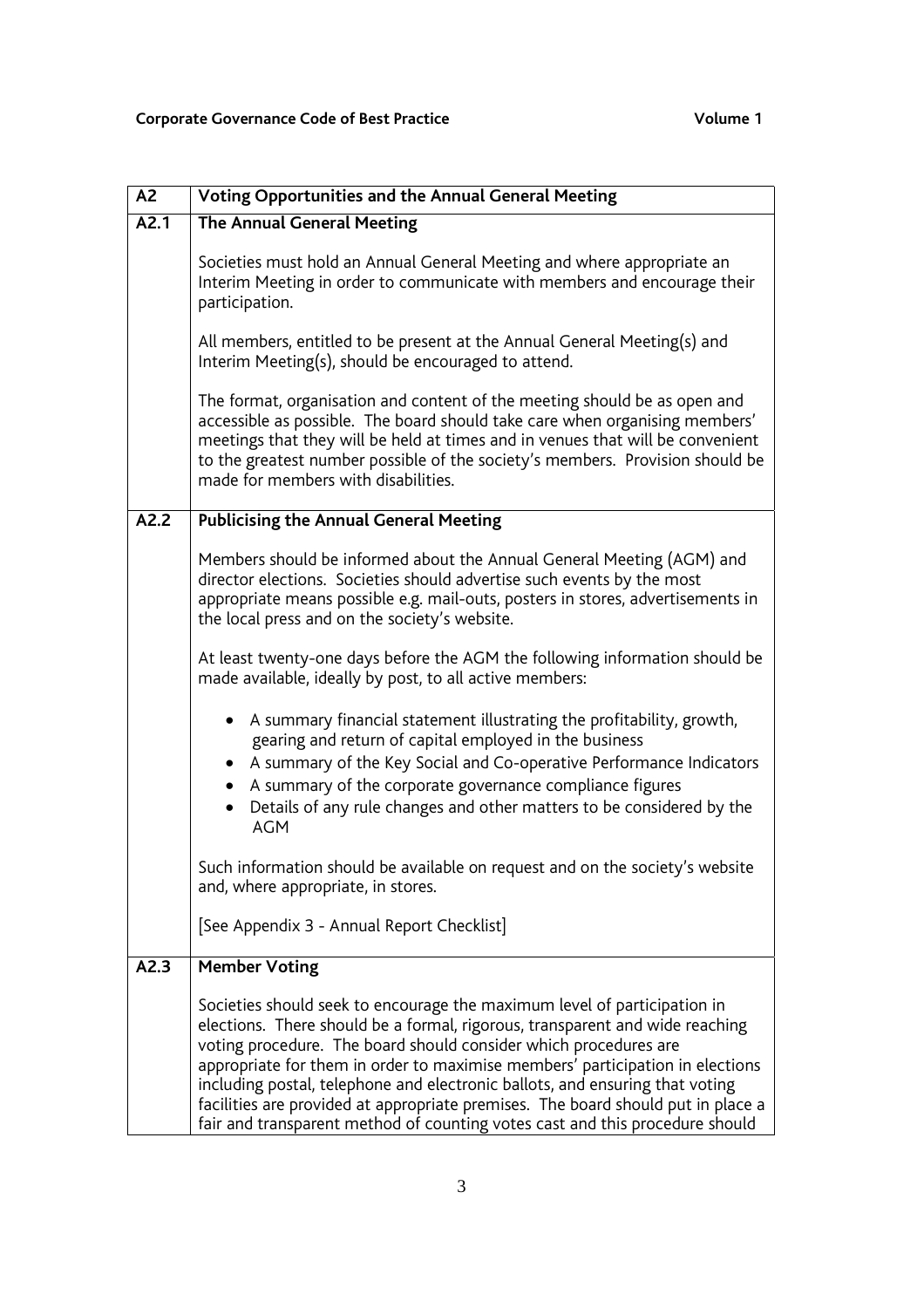| A2 | Voting Opportunities and the Annual General Meeting |
|---|---|
| A2.1 | **The Annual General Meeting**<br><br>Societies must hold an Annual General Meeting and where appropriate an Interim Meeting in order to communicate with members and encourage their participation.<br><br>All members, entitled to be present at the Annual General Meeting(s) and Interim Meeting(s), should be encouraged to attend.<br><br>The format, organisation and content of the meeting should be as open and accessible as possible. The board should take care when organising members' meetings that they will be held at times and in venues that will be convenient to the greatest number possible of the society's members. Provision should be made for members with disabilities. |
| A2.2 | **Publicising the Annual General Meeting**<br><br>Members should be informed about the Annual General Meeting (AGM) and director elections. Societies should advertise such events by the most appropriate means possible e.g. mail-outs, posters in stores, advertisements in the local press and on the society's website.<br><br>At least twenty-one days before the AGM the following information should be made available, ideally by post, to all active members:<br><br>• A summary financial statement illustrating the profitability, growth, gearing and return of capital employed in the business<br>• A summary of the Key Social and Co-operative Performance Indicators<br>• A summary of the corporate governance compliance figures<br>• Details of any rule changes and other matters to be considered by the AGM<br><br>Such information should be available on request and on the society's website and, where appropriate, in stores.<br><br>[See Appendix 3 - Annual Report Checklist] |
| A2.3 | **Member Voting**<br><br>Societies should seek to encourage the maximum level of participation in elections. There should be a formal, rigorous, transparent and wide reaching voting procedure. The board should consider which procedures are appropriate for them in order to maximise members' participation in elections including postal, telephone and electronic ballots, and ensuring that voting facilities are provided at appropriate premises. The board should put in place a fair and transparent method of counting votes cast and this procedure should |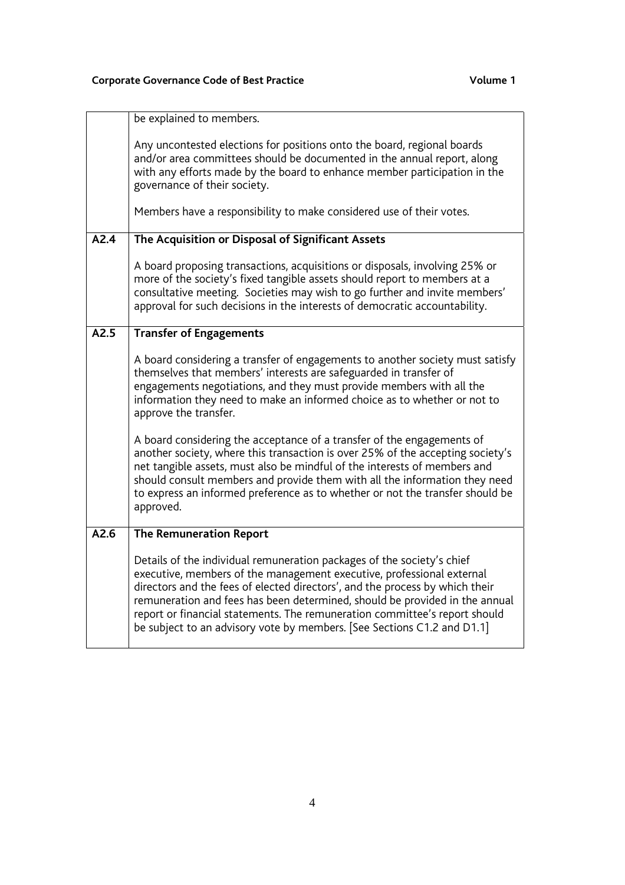| | |
|---|---|
| | be explained to members.<br><br>Any uncontested elections for positions onto the board, regional boards and/or area committees should be documented in the annual report, along with any efforts made by the board to enhance member participation in the governance of their society.<br><br>Members have a responsibility to make considered use of their votes. |
| **A2.4** | **The Acquisition or Disposal of Significant Assets**<br><br>A board proposing transactions, acquisitions or disposals, involving 25% or more of the society's fixed tangible assets should report to members at a consultative meeting. Societies may wish to go further and invite members' approval for such decisions in the interests of democratic accountability. |
| **A2.5** | **Transfer of Engagements**<br><br>A board considering a transfer of engagements to another society must satisfy themselves that members' interests are safeguarded in transfer of engagements negotiations, and they must provide members with all the information they need to make an informed choice as to whether or not to approve the transfer.<br><br>A board considering the acceptance of a transfer of the engagements of another society, where this transaction is over 25% of the accepting society's net tangible assets, must also be mindful of the interests of members and should consult members and provide them with all the information they need to express an informed preference as to whether or not the transfer should be approved. |
| **A2.6** | **The Remuneration Report**<br><br>Details of the individual remuneration packages of the society's chief executive, members of the management executive, professional external directors and the fees of elected directors', and the process by which their remuneration and fees has been determined, should be provided in the annual report or financial statements. The remuneration committee's report should be subject to an advisory vote by members. [See Sections C1.2 and D1.1] |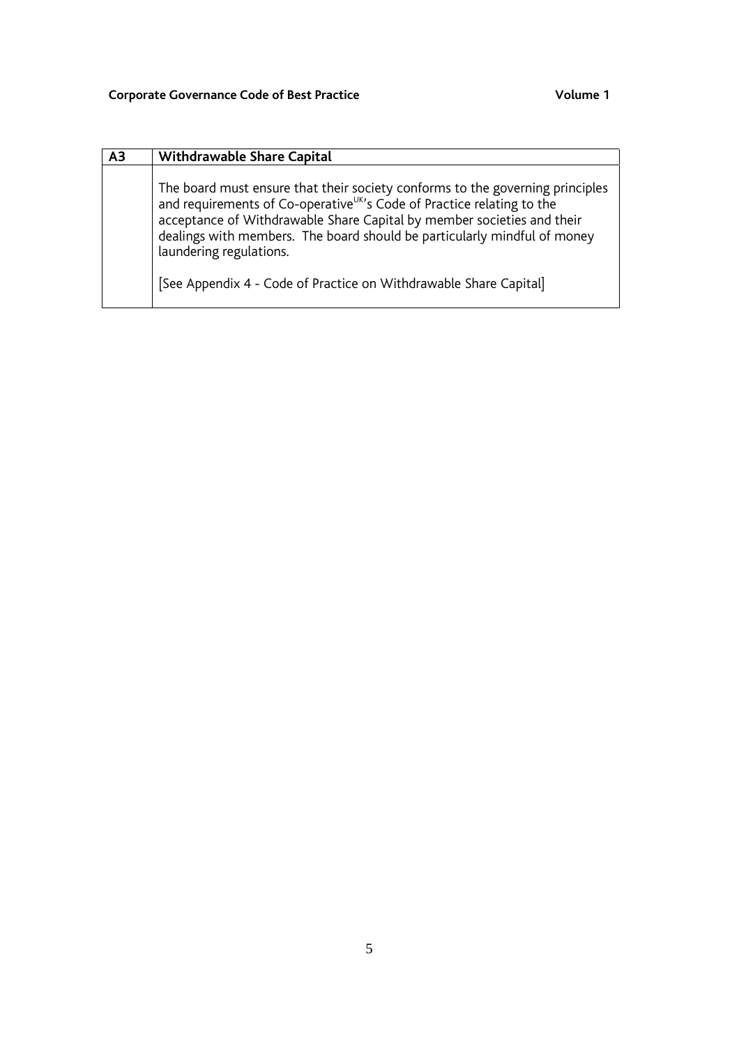| A3 | Withdrawable Share Capital |
| --- | --- |
| | The board must ensure that their society conforms to the governing principles and requirements of Co-operative[UK]'s Code of Practice relating to the acceptance of Withdrawable Share Capital by member societies and their dealings with members. The board should be particularly mindful of money laundering regulations.<br><br>[See Appendix 4 - Code of Practice on Withdrawable Share Capital] |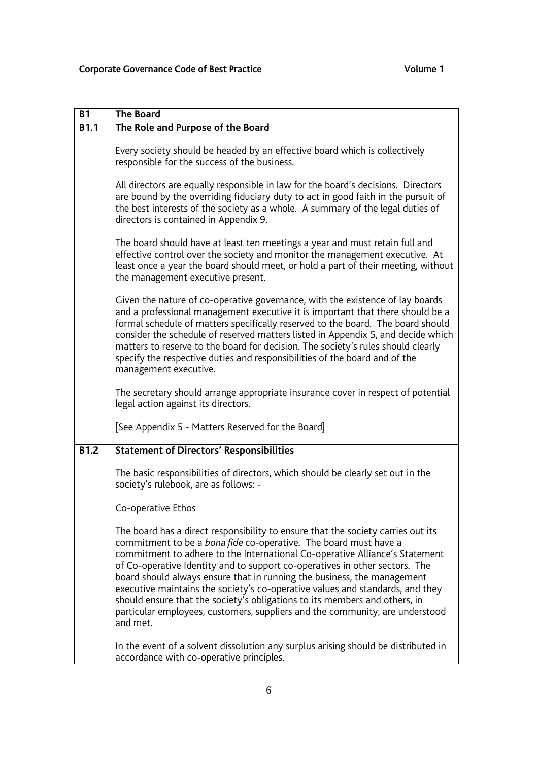| B1 | The Board |
|---|---|
| **B1.1** | **The Role and Purpose of the Board**<br><br>Every society should be headed by an effective board which is collectively responsible for the success of the business.<br><br>All directors are equally responsible in law for the board's decisions. Directors are bound by the overriding fiduciary duty to act in good faith in the pursuit of the best interests of the society as a whole. A summary of the legal duties of directors is contained in Appendix 9.<br><br>The board should have at least ten meetings a year and must retain full and effective control over the society and monitor the management executive. At least once a year the board should meet, or hold a part of their meeting, without the management executive present.<br><br>Given the nature of co-operative governance, with the existence of lay boards and a professional management executive it is important that there should be a formal schedule of matters specifically reserved to the board. The board should consider the schedule of reserved matters listed in Appendix 5, and decide which matters to reserve to the board for decision. The society's rules should clearly specify the respective duties and responsibilities of the board and of the management executive.<br><br>The secretary should arrange appropriate insurance cover in respect of potential legal action against its directors.<br><br>[See Appendix 5 - Matters Reserved for the Board] |
| **B1.2** | **Statement of Directors' Responsibilities**<br><br>The basic responsibilities of directors, which should be clearly set out in the society's rulebook, are as follows: -<br><br><u>Co-operative Ethos</u><br><br>The board has a direct responsibility to ensure that the society carries out its commitment to be a *bona fide* co-operative. The board must have a commitment to adhere to the International Co-operative Alliance's Statement of Co-operative Identity and to support co-operatives in other sectors. The board should always ensure that in running the business, the management executive maintains the society's co-operative values and standards, and they should ensure that the society's obligations to its members and others, in particular employees, customers, suppliers and the community, are understood and met.<br><br>In the event of a solvent dissolution any surplus arising should be distributed in accordance with co-operative principles. |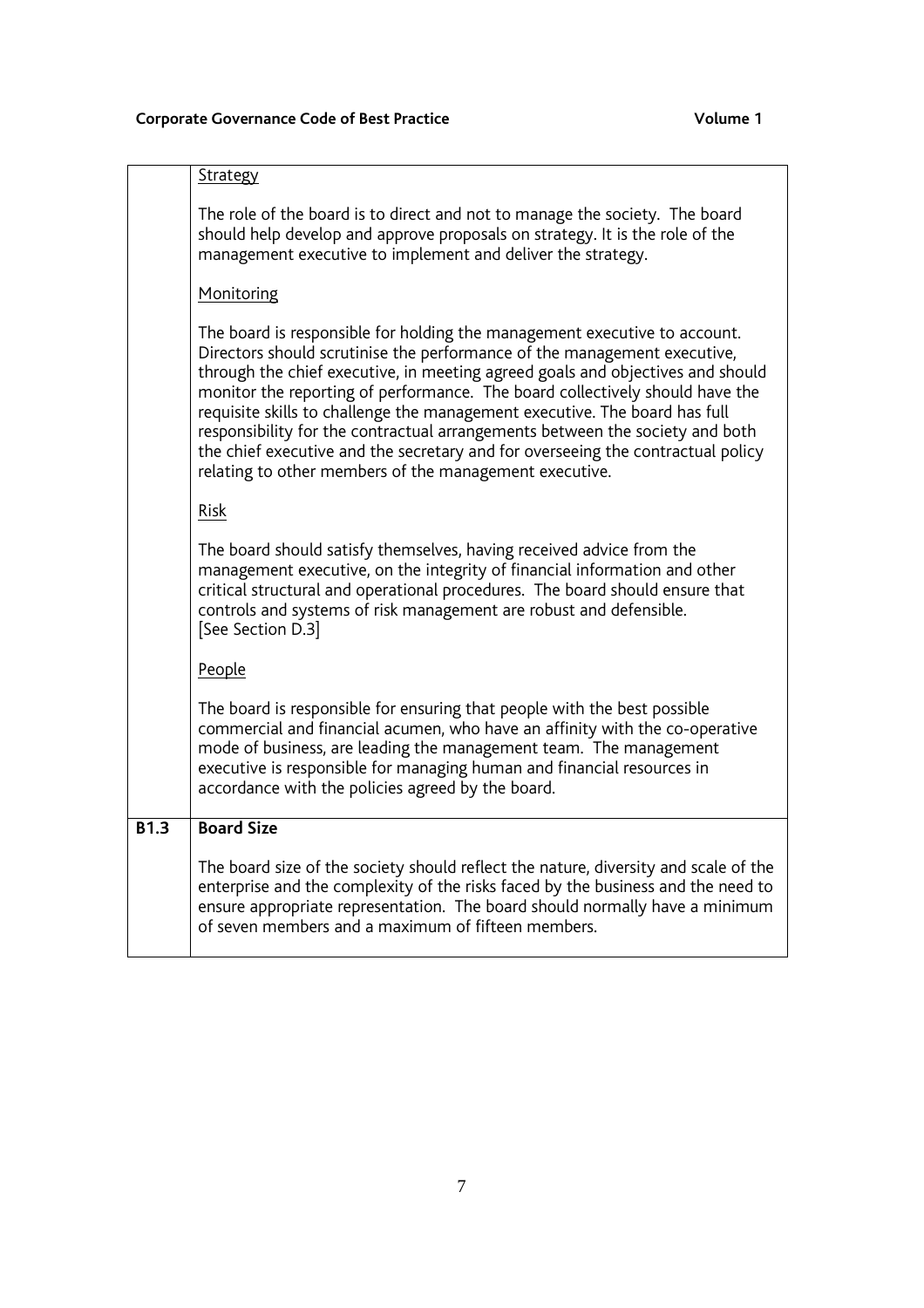| | |
|---|---|
| | <u>Strategy</u><br><br>The role of the board is to direct and not to manage the society. The board should help develop and approve proposals on strategy. It is the role of the management executive to implement and deliver the strategy.<br><br><u>Monitoring</u><br><br>The board is responsible for holding the management executive to account. Directors should scrutinise the performance of the management executive, through the chief executive, in meeting agreed goals and objectives and should monitor the reporting of performance. The board collectively should have the requisite skills to challenge the management executive. The board has full responsibility for the contractual arrangements between the society and both the chief executive and the secretary and for overseeing the contractual policy relating to other members of the management executive.<br><br><u>Risk</u><br><br>The board should satisfy themselves, having received advice from the management executive, on the integrity of financial information and other critical structural and operational procedures. The board should ensure that controls and systems of risk management are robust and defensible. [See Section D.3]<br><br><u>People</u><br><br>The board is responsible for ensuring that people with the best possible commercial and financial acumen, who have an affinity with the co-operative mode of business, are leading the management team. The management executive is responsible for managing human and financial resources in accordance with the policies agreed by the board. |
| **B1.3** | **Board Size**<br><br>The board size of the society should reflect the nature, diversity and scale of the enterprise and the complexity of the risks faced by the business and the need to ensure appropriate representation. The board should normally have a minimum of seven members and a maximum of fifteen members. |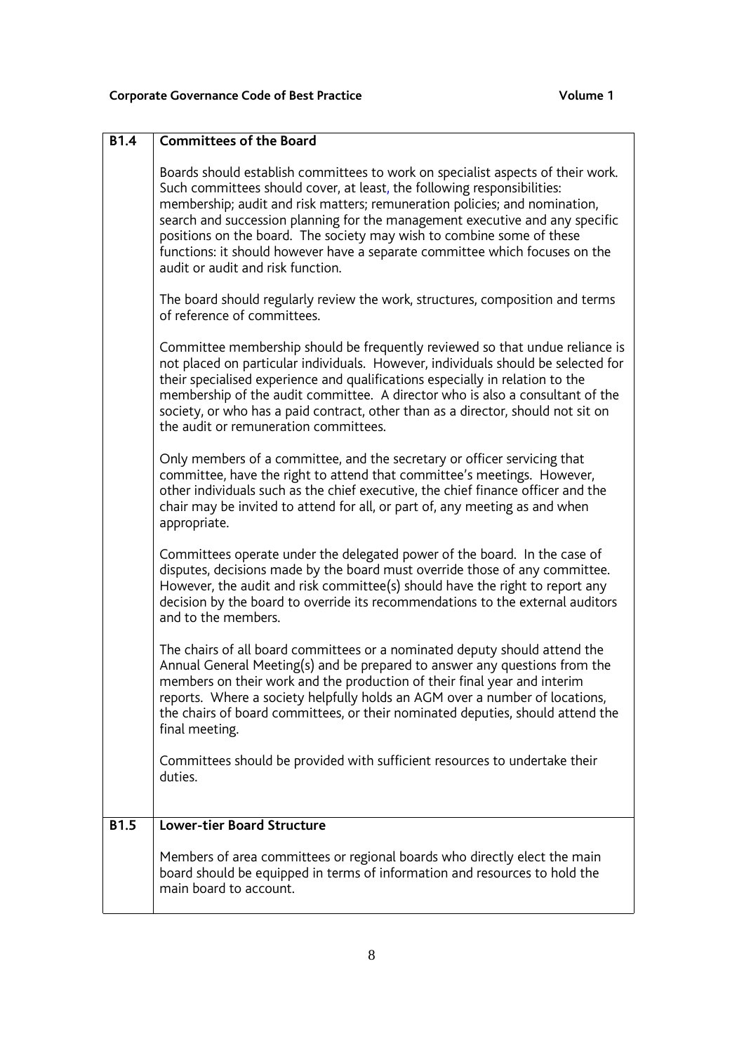| B1.4 | **Committees of the Board** |
|---|---|
| | Boards should establish committees to work on specialist aspects of their work. Such committees should cover, at least, the following responsibilities: membership; audit and risk matters; remuneration policies; and nomination, search and succession planning for the management executive and any specific positions on the board. The society may wish to combine some of these functions: it should however have a separate committee which focuses on the audit or audit and risk function.<br><br>The board should regularly review the work, structures, composition and terms of reference of committees.<br><br>Committee membership should be frequently reviewed so that undue reliance is not placed on particular individuals. However, individuals should be selected for their specialised experience and qualifications especially in relation to the membership of the audit committee. A director who is also a consultant of the society, or who has a paid contract, other than as a director, should not sit on the audit or remuneration committees.<br><br>Only members of a committee, and the secretary or officer servicing that committee, have the right to attend that committee's meetings. However, other individuals such as the chief executive, the chief finance officer and the chair may be invited to attend for all, or part of, any meeting as and when appropriate.<br><br>Committees operate under the delegated power of the board. In the case of disputes, decisions made by the board must override those of any committee. However, the audit and risk committee(s) should have the right to report any decision by the board to override its recommendations to the external auditors and to the members.<br><br>The chairs of all board committees or a nominated deputy should attend the Annual General Meeting(s) and be prepared to answer any questions from the members on their work and the production of their final year and interim reports. Where a society helpfully holds an AGM over a number of locations, the chairs of board committees, or their nominated deputies, should attend the final meeting.<br><br>Committees should be provided with sufficient resources to undertake their duties. |
| B1.5 | **Lower-tier Board Structure** |
| | Members of area committees or regional boards who directly elect the main board should be equipped in terms of information and resources to hold the main board to account. |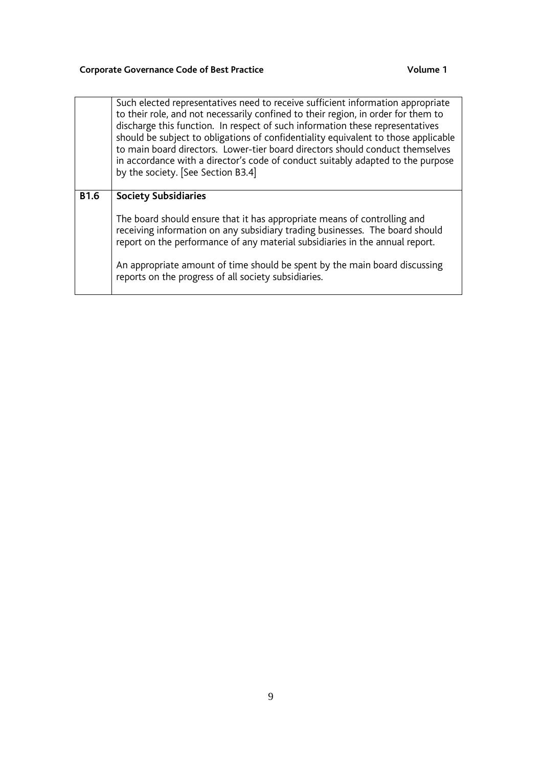| | |
|---|---|
| | Such elected representatives need to receive sufficient information appropriate to their role, and not necessarily confined to their region, in order for them to discharge this function. In respect of such information these representatives should be subject to obligations of confidentiality equivalent to those applicable to main board directors. Lower-tier board directors should conduct themselves in accordance with a director's code of conduct suitably adapted to the purpose by the society. [See Section B3.4] |
| **B1.6** | **Society Subsidiaries**<br><br>The board should ensure that it has appropriate means of controlling and receiving information on any subsidiary trading businesses. The board should report on the performance of any material subsidiaries in the annual report.<br><br>An appropriate amount of time should be spent by the main board discussing reports on the progress of all society subsidiaries. |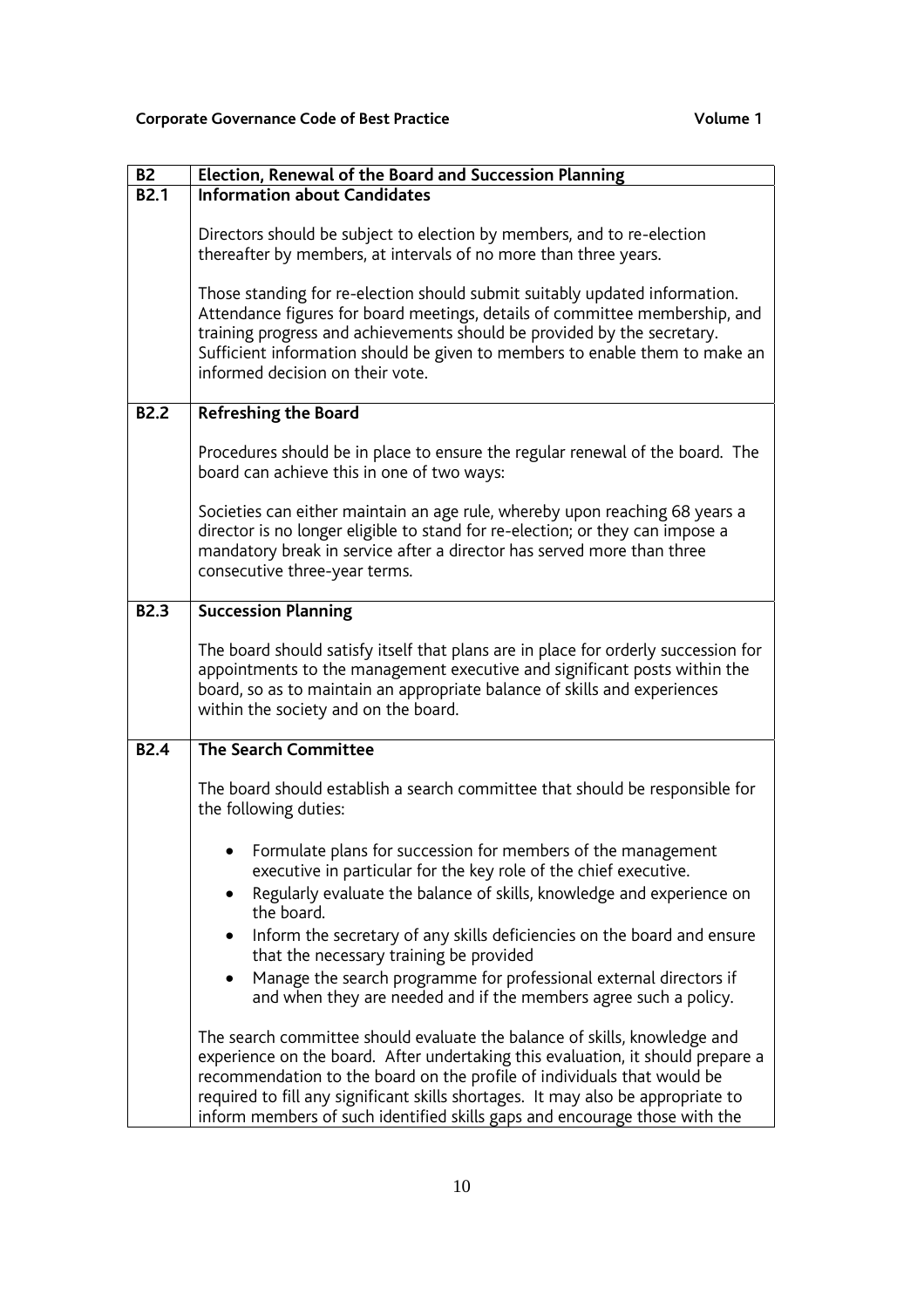| B2 | Election, Renewal of the Board and Succession Planning |
|---|---|
| **B2.1** | **Information about Candidates**<br><br>Directors should be subject to election by members, and to re-election thereafter by members, at intervals of no more than three years.<br><br>Those standing for re-election should submit suitably updated information. Attendance figures for board meetings, details of committee membership, and training progress and achievements should be provided by the secretary. Sufficient information should be given to members to enable them to make an informed decision on their vote. |
| **B2.2** | **Refreshing the Board**<br><br>Procedures should be in place to ensure the regular renewal of the board. The board can achieve this in one of two ways:<br><br>Societies can either maintain an age rule, whereby upon reaching 68 years a director is no longer eligible to stand for re-election; or they can impose a mandatory break in service after a director has served more than three consecutive three-year terms. |
| **B2.3** | **Succession Planning**<br><br>The board should satisfy itself that plans are in place for orderly succession for appointments to the management executive and significant posts within the board, so as to maintain an appropriate balance of skills and experiences within the society and on the board. |
| **B2.4** | **The Search Committee**<br><br>The board should establish a search committee that should be responsible for the following duties:<br><br>• Formulate plans for succession for members of the management executive in particular for the key role of the chief executive.<br>• Regularly evaluate the balance of skills, knowledge and experience on the board.<br>• Inform the secretary of any skills deficiencies on the board and ensure that the necessary training be provided<br>• Manage the search programme for professional external directors if and when they are needed and if the members agree such a policy.<br><br>The search committee should evaluate the balance of skills, knowledge and experience on the board. After undertaking this evaluation, it should prepare a recommendation to the board on the profile of individuals that would be required to fill any significant skills shortages. It may also be appropriate to inform members of such identified skills gaps and encourage those with the |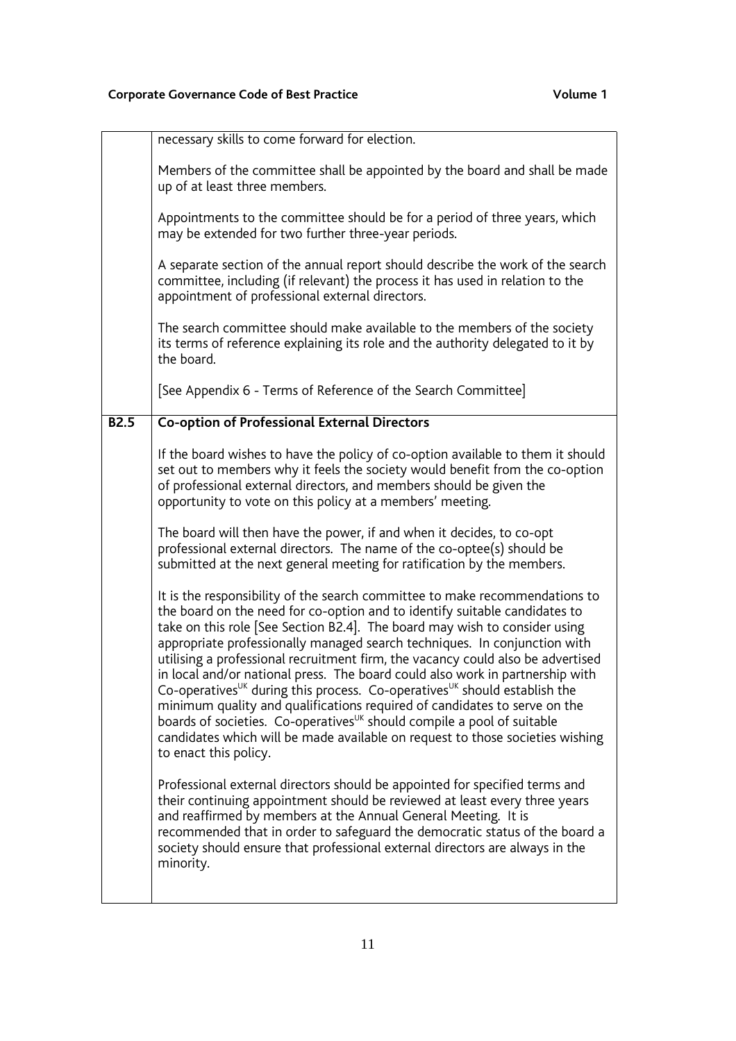necessary skills to come forward for election.

Members of the committee shall be appointed by the board and shall be made up of at least three members.

Appointments to the committee should be for a period of three years, which may be extended for two further three-year periods.

A separate section of the annual report should describe the work of the search committee, including (if relevant) the process it has used in relation to the appointment of professional external directors.

The search committee should make available to the members of the society its terms of reference explaining its role and the authority delegated to it by the board.

[See Appendix 6 - Terms of Reference of the Search Committee]

### B2.5 Co-option of Professional External Directors

If the board wishes to have the policy of co-option available to them it should set out to members why it feels the society would benefit from the co-option of professional external directors, and members should be given the opportunity to vote on this policy at a members' meeting.

The board will then have the power, if and when it decides, to co-opt professional external directors. The name of the co-optee(s) should be submitted at the next general meeting for ratification by the members.

It is the responsibility of the search committee to make recommendations to the board on the need for co-option and to identify suitable candidates to take on this role [See Section B2.4]. The board may wish to consider using appropriate professionally managed search techniques. In conjunction with utilising a professional recruitment firm, the vacancy could also be advertised in local and/or national press. The board could also work in partnership with Co-operatives[UK] during this process. Co-operatives[UK] should establish the minimum quality and qualifications required of candidates to serve on the boards of societies. Co-operatives[UK] should compile a pool of suitable candidates which will be made available on request to those societies wishing to enact this policy.

Professional external directors should be appointed for specified terms and their continuing appointment should be reviewed at least every three years and reaffirmed by members at the Annual General Meeting. It is recommended that in order to safeguard the democratic status of the board a society should ensure that professional external directors are always in the minority.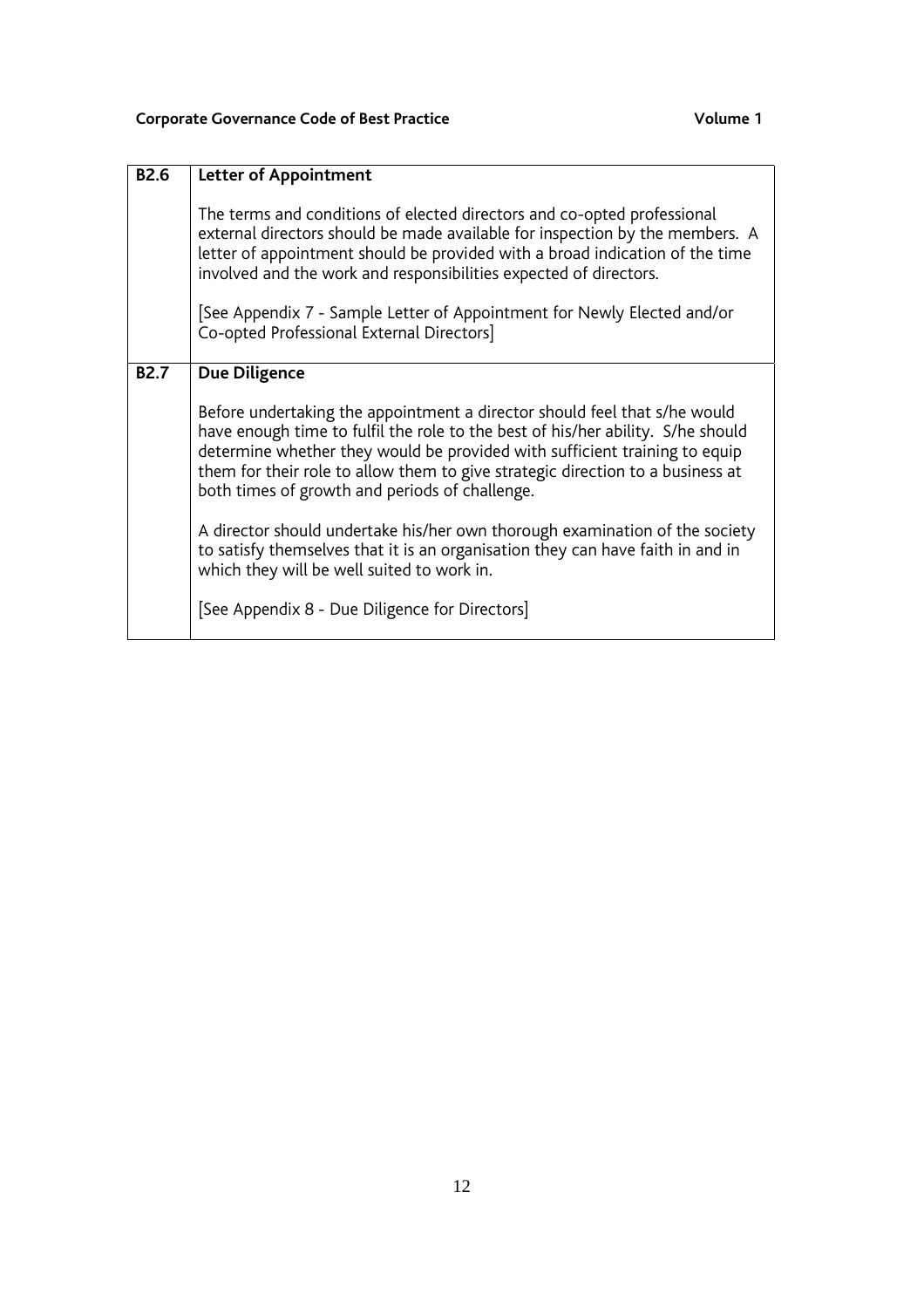| B2.6 | **Letter of Appointment**<br><br>The terms and conditions of elected directors and co-opted professional external directors should be made available for inspection by the members. A letter of appointment should be provided with a broad indication of the time involved and the work and responsibilities expected of directors.<br><br>[See Appendix 7 - Sample Letter of Appointment for Newly Elected and/or Co-opted Professional External Directors] |
|---|---|
| **B2.7** | **Due Diligence**<br><br>Before undertaking the appointment a director should feel that s/he would have enough time to fulfil the role to the best of his/her ability. S/he should determine whether they would be provided with sufficient training to equip them for their role to allow them to give strategic direction to a business at both times of growth and periods of challenge.<br><br>A director should undertake his/her own thorough examination of the society to satisfy themselves that it is an organisation they can have faith in and in which they will be well suited to work in.<br><br>[See Appendix 8 - Due Diligence for Directors] |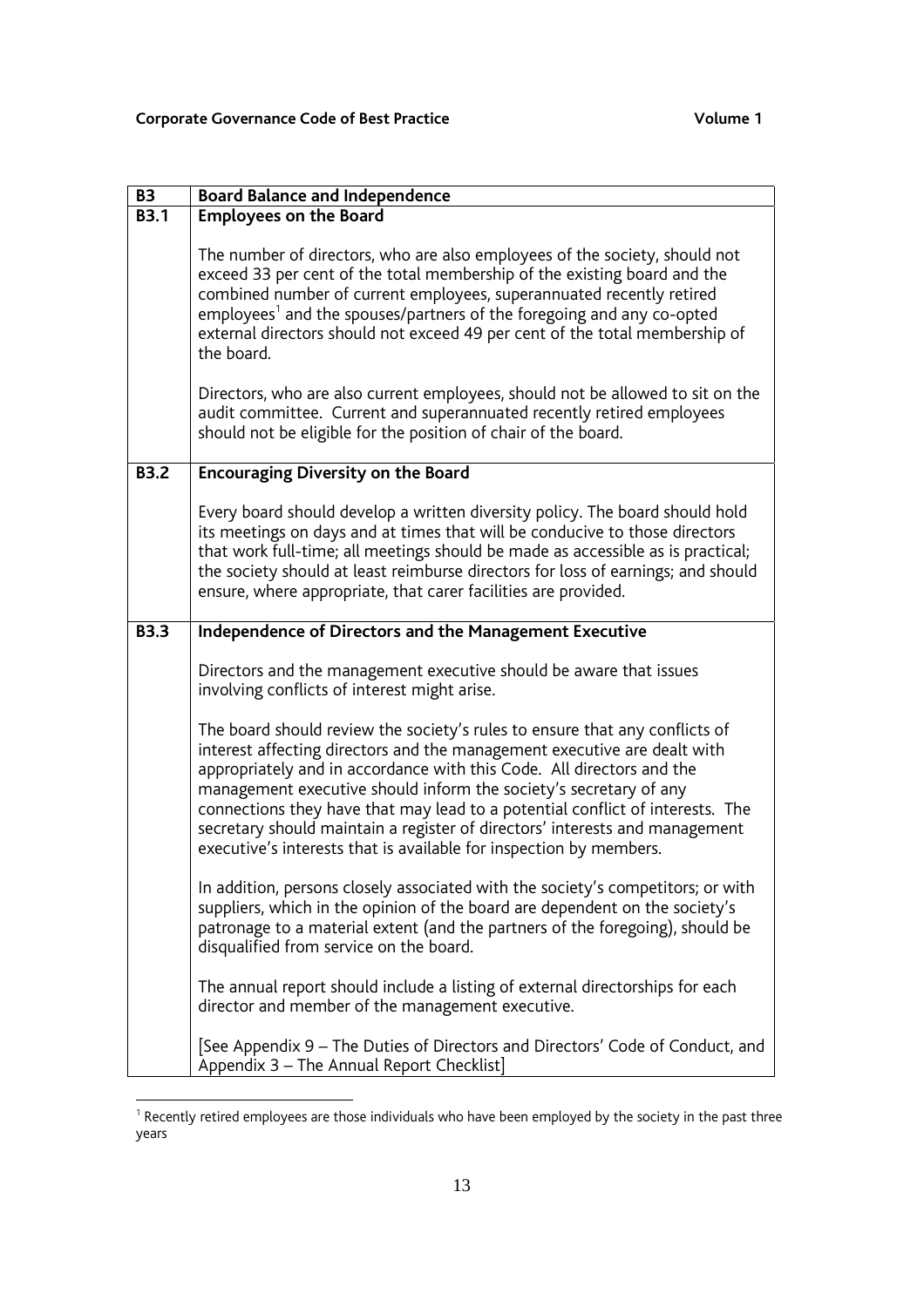| B3 | Board Balance and Independence |
|---|---|
| **B3.1** | **Employees on the Board**<br><br>The number of directors, who are also employees of the society, should not exceed 33 per cent of the total membership of the existing board and the combined number of current employees, superannuated recently retired employees[1] and the spouses/partners of the foregoing and any co-opted external directors should not exceed 49 per cent of the total membership of the board.<br><br>Directors, who are also current employees, should not be allowed to sit on the audit committee. Current and superannuated recently retired employees should not be eligible for the position of chair of the board. |
| **B3.2** | **Encouraging Diversity on the Board**<br><br>Every board should develop a written diversity policy. The board should hold its meetings on days and at times that will be conducive to those directors that work full-time; all meetings should be made as accessible as is practical; the society should at least reimburse directors for loss of earnings; and should ensure, where appropriate, that carer facilities are provided. |
| **B3.3** | **Independence of Directors and the Management Executive**<br><br>Directors and the management executive should be aware that issues involving conflicts of interest might arise.<br><br>The board should review the society's rules to ensure that any conflicts of interest affecting directors and the management executive are dealt with appropriately and in accordance with this Code. All directors and the management executive should inform the society's secretary of any connections they have that may lead to a potential conflict of interests. The secretary should maintain a register of directors' interests and management executive's interests that is available for inspection by members.<br><br>In addition, persons closely associated with the society's competitors; or with suppliers, which in the opinion of the board are dependent on the society's patronage to a material extent (and the partners of the foregoing), should be disqualified from service on the board.<br><br>The annual report should include a listing of external directorships for each director and member of the management executive.<br><br>[See Appendix 9 – The Duties of Directors and Directors' Code of Conduct, and Appendix 3 – The Annual Report Checklist] |

[1] Recently retired employees are those individuals who have been employed by the society in the past three years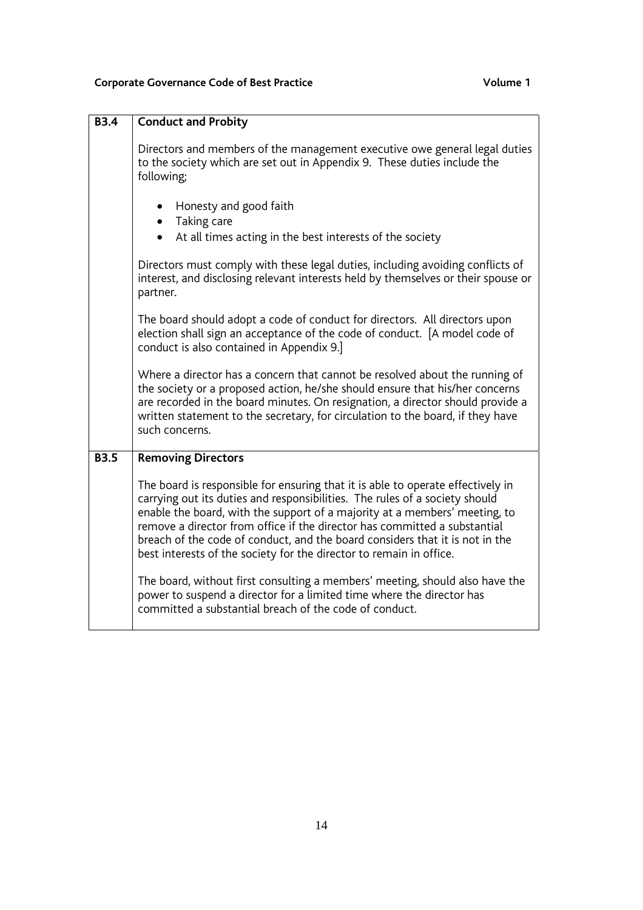| | |
|---|---|
| **B3.4** | **Conduct and Probity** |

Directors and members of the management executive owe general legal duties to the society which are set out in Appendix 9. These duties include the following;

- Honesty and good faith
- Taking care
- At all times acting in the best interests of the society

Directors must comply with these legal duties, including avoiding conflicts of interest, and disclosing relevant interests held by themselves or their spouse or partner.

The board should adopt a code of conduct for directors. All directors upon election shall sign an acceptance of the code of conduct. [A model code of conduct is also contained in Appendix 9.]

Where a director has a concern that cannot be resolved about the running of the society or a proposed action, he/she should ensure that his/her concerns are recorded in the board minutes. On resignation, a director should provide a written statement to the secretary, for circulation to the board, if they have such concerns.

| | |
|---|---|
| **B3.5** | **Removing Directors** |

The board is responsible for ensuring that it is able to operate effectively in carrying out its duties and responsibilities. The rules of a society should enable the board, with the support of a majority at a members' meeting, to remove a director from office if the director has committed a substantial breach of the code of conduct, and the board considers that it is not in the best interests of the society for the director to remain in office.

The board, without first consulting a members' meeting, should also have the power to suspend a director for a limited time where the director has committed a substantial breach of the code of conduct.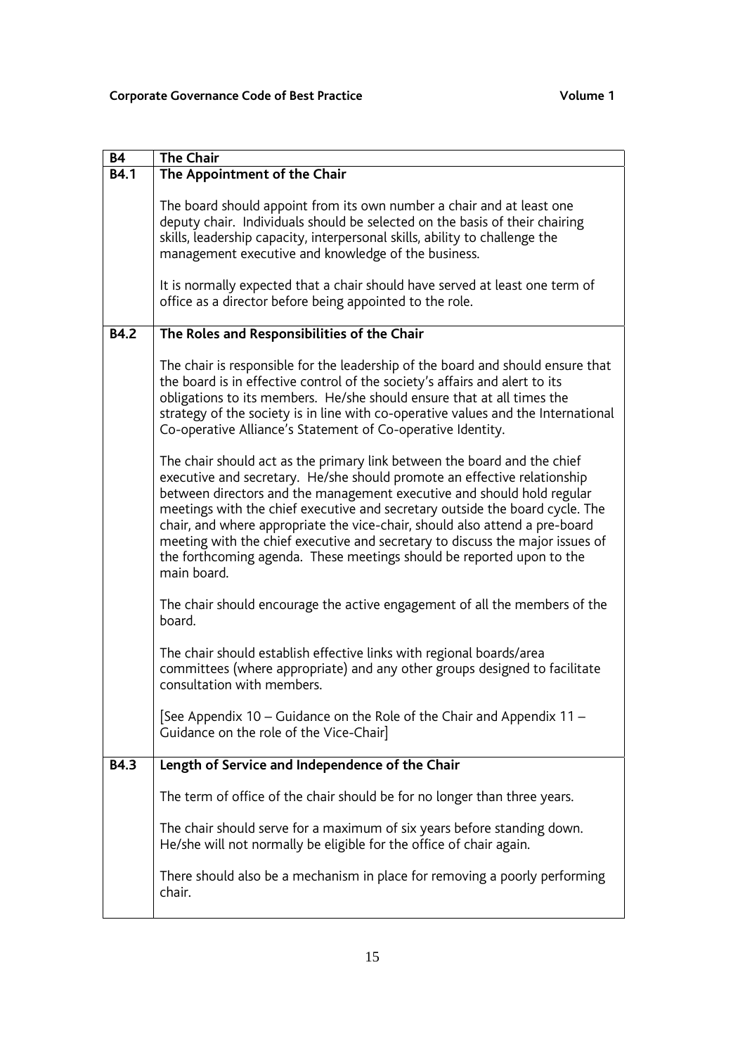| B4 | The Chair |
|---|---|
| **B4.1** | **The Appointment of the Chair**<br><br>The board should appoint from its own number a chair and at least one deputy chair. Individuals should be selected on the basis of their chairing skills, leadership capacity, interpersonal skills, ability to challenge the management executive and knowledge of the business.<br><br>It is normally expected that a chair should have served at least one term of office as a director before being appointed to the role. |
| **B4.2** | **The Roles and Responsibilities of the Chair**<br><br>The chair is responsible for the leadership of the board and should ensure that the board is in effective control of the society's affairs and alert to its obligations to its members. He/she should ensure that at all times the strategy of the society is in line with co-operative values and the International Co-operative Alliance's Statement of Co-operative Identity.<br><br>The chair should act as the primary link between the board and the chief executive and secretary. He/she should promote an effective relationship between directors and the management executive and should hold regular meetings with the chief executive and secretary outside the board cycle. The chair, and where appropriate the vice-chair, should also attend a pre-board meeting with the chief executive and secretary to discuss the major issues of the forthcoming agenda. These meetings should be reported upon to the main board.<br><br>The chair should encourage the active engagement of all the members of the board.<br><br>The chair should establish effective links with regional boards/area committees (where appropriate) and any other groups designed to facilitate consultation with members.<br><br>[See Appendix 10 – Guidance on the Role of the Chair and Appendix 11 – Guidance on the role of the Vice-Chair] |
| **B4.3** | **Length of Service and Independence of the Chair**<br><br>The term of office of the chair should be for no longer than three years.<br><br>The chair should serve for a maximum of six years before standing down. He/she will not normally be eligible for the office of chair again.<br><br>There should also be a mechanism in place for removing a poorly performing chair. |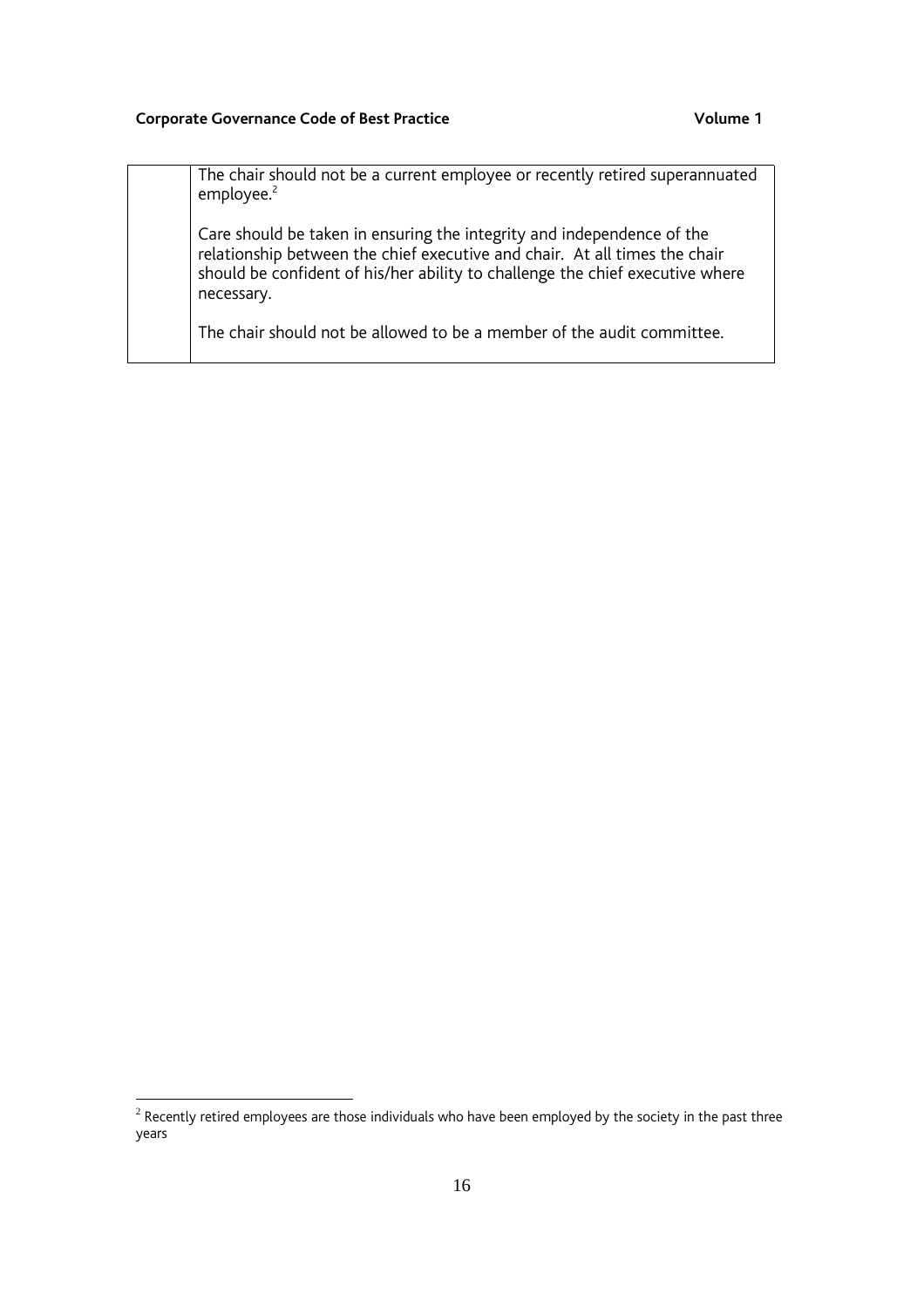| | |
|---|---|
| | The chair should not be a current employee or recently retired superannuated employee.[2]<br><br>Care should be taken in ensuring the integrity and independence of the relationship between the chief executive and chair. At all times the chair should be confident of his/her ability to challenge the chief executive where necessary.<br><br>The chair should not be allowed to be a member of the audit committee. |

[2] Recently retired employees are those individuals who have been employed by the society in the past three years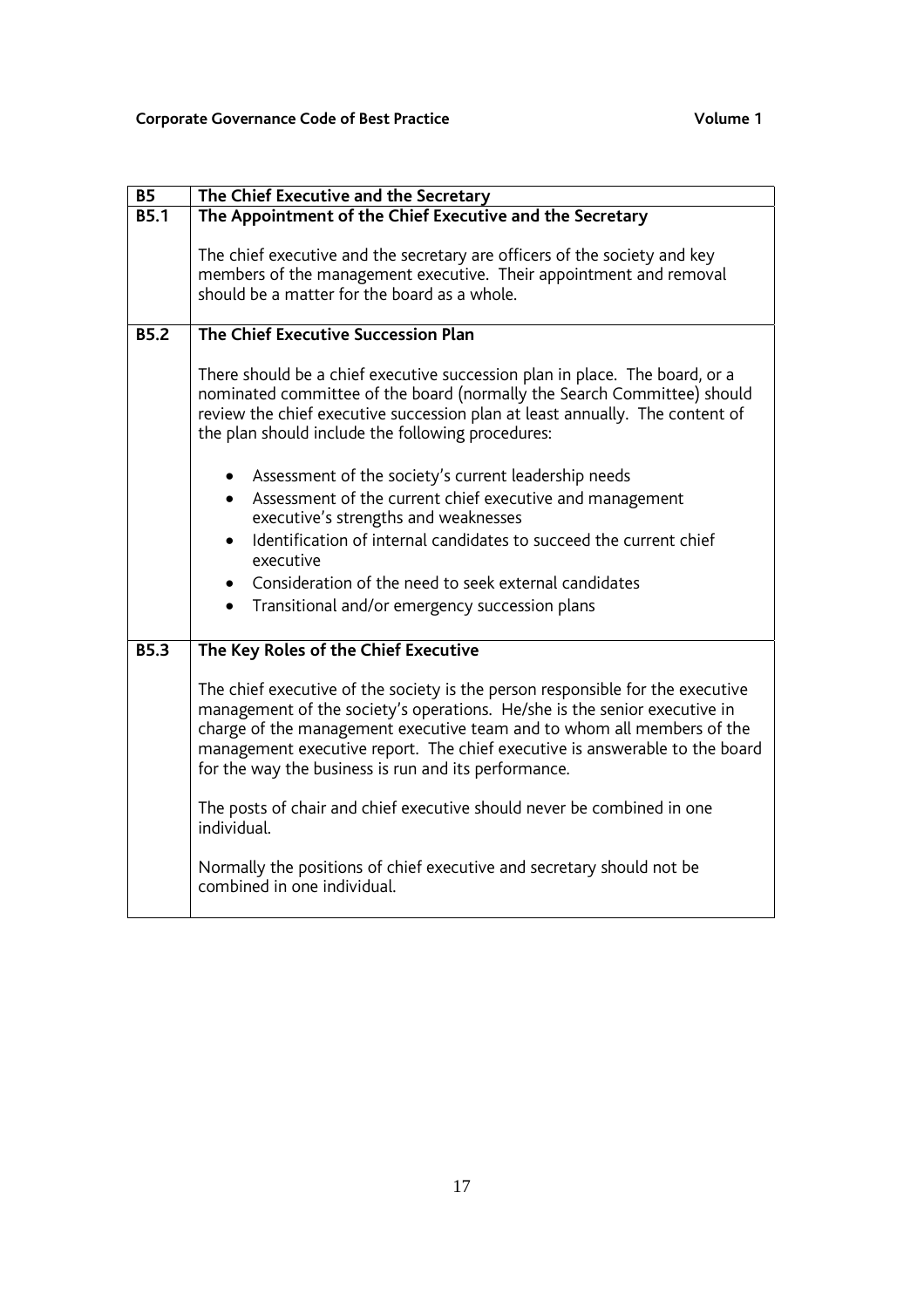| B5 | The Chief Executive and the Secretary |
|---|---|
| **B5.1** | **The Appointment of the Chief Executive and the Secretary**<br><br>The chief executive and the secretary are officers of the society and key members of the management executive. Their appointment and removal should be a matter for the board as a whole. |
| **B5.2** | **The Chief Executive Succession Plan**<br><br>There should be a chief executive succession plan in place. The board, or a nominated committee of the board (normally the Search Committee) should review the chief executive succession plan at least annually. The content of the plan should include the following procedures:<br><br>• Assessment of the society's current leadership needs<br>• Assessment of the current chief executive and management executive's strengths and weaknesses<br>• Identification of internal candidates to succeed the current chief executive<br>• Consideration of the need to seek external candidates<br>• Transitional and/or emergency succession plans |
| **B5.3** | **The Key Roles of the Chief Executive**<br><br>The chief executive of the society is the person responsible for the executive management of the society's operations. He/she is the senior executive in charge of the management executive team and to whom all members of the management executive report. The chief executive is answerable to the board for the way the business is run and its performance.<br><br>The posts of chair and chief executive should never be combined in one individual.<br><br>Normally the positions of chief executive and secretary should not be combined in one individual. |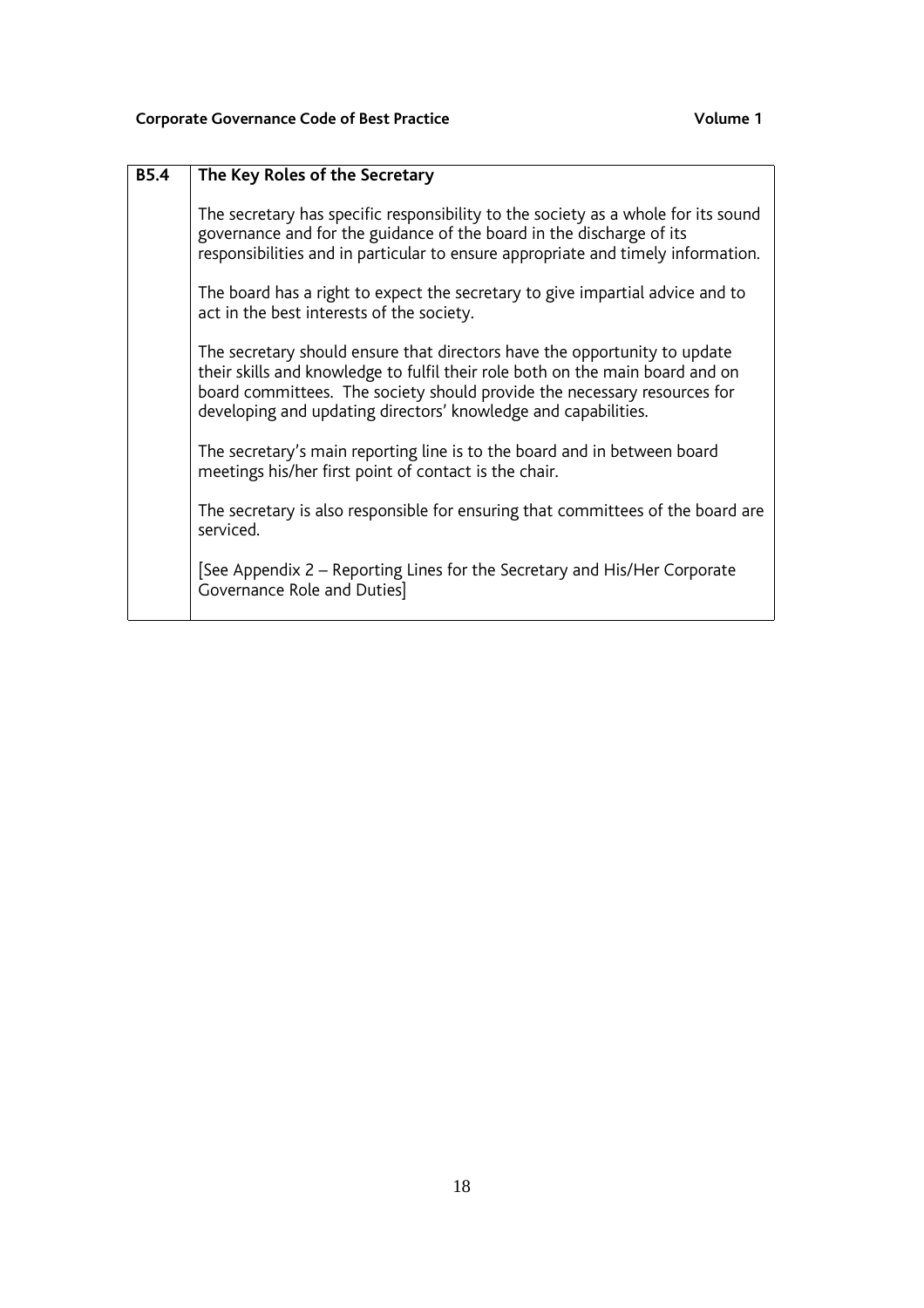| B5.4 | The Key Roles of the Secretary |
|---|---|
| | The secretary has specific responsibility to the society as a whole for its sound governance and for the guidance of the board in the discharge of its responsibilities and in particular to ensure appropriate and timely information.<br><br>The board has a right to expect the secretary to give impartial advice and to act in the best interests of the society.<br><br>The secretary should ensure that directors have the opportunity to update their skills and knowledge to fulfil their role both on the main board and on board committees. The society should provide the necessary resources for developing and updating directors' knowledge and capabilities.<br><br>The secretary's main reporting line is to the board and in between board meetings his/her first point of contact is the chair.<br><br>The secretary is also responsible for ensuring that committees of the board are serviced.<br><br>[See Appendix 2 – Reporting Lines for the Secretary and His/Her Corporate Governance Role and Duties] |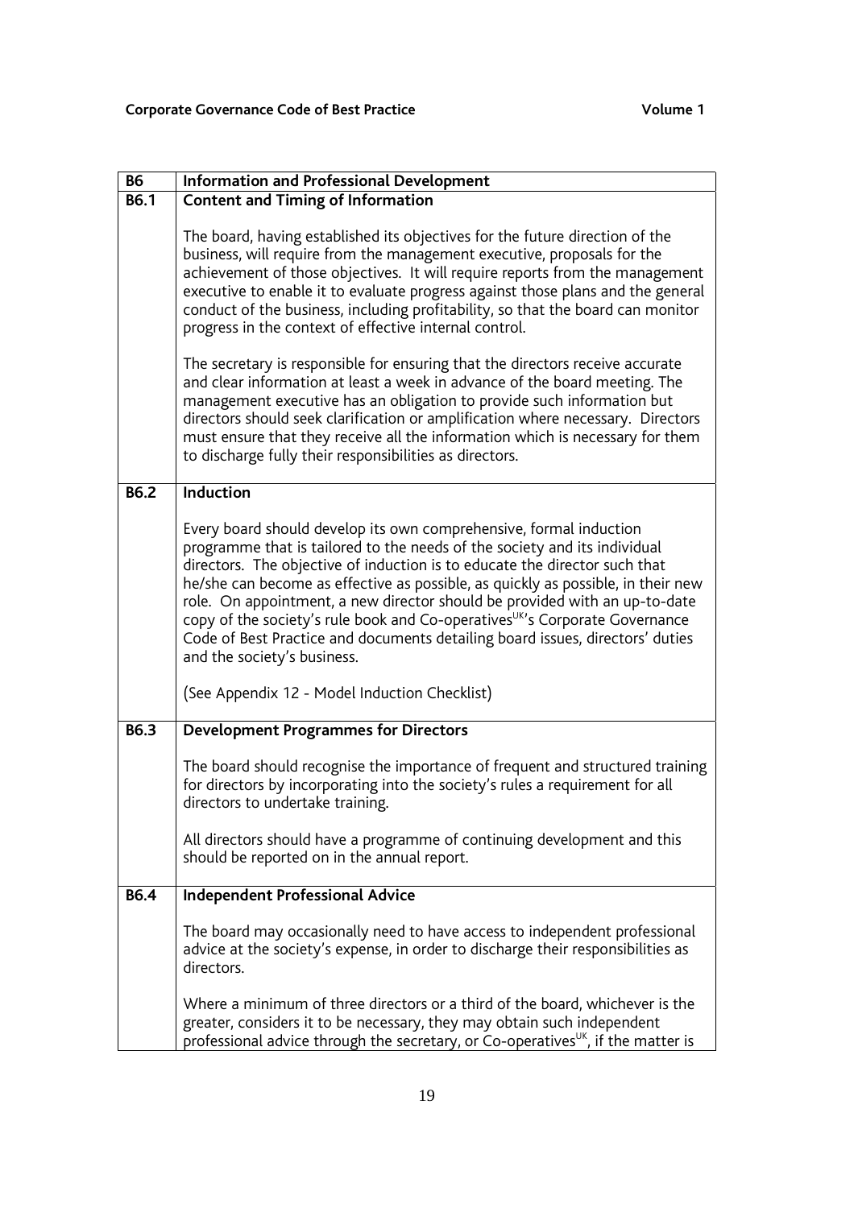| B6 | Information and Professional Development |
| --- | --- |
| B6.1 | **Content and Timing of Information**<br><br>The board, having established its objectives for the future direction of the business, will require from the management executive, proposals for the achievement of those objectives. It will require reports from the management executive to enable it to evaluate progress against those plans and the general conduct of the business, including profitability, so that the board can monitor progress in the context of effective internal control.<br><br>The secretary is responsible for ensuring that the directors receive accurate and clear information at least a week in advance of the board meeting. The management executive has an obligation to provide such information but directors should seek clarification or amplification where necessary. Directors must ensure that they receive all the information which is necessary for them to discharge fully their responsibilities as directors. |
| B6.2 | **Induction**<br><br>Every board should develop its own comprehensive, formal induction programme that is tailored to the needs of the society and its individual directors. The objective of induction is to educate the director such that he/she can become as effective as possible, as quickly as possible, in their new role. On appointment, a new director should be provided with an up-to-date copy of the society's rule book and Co-operatives[UK]'s Corporate Governance Code of Best Practice and documents detailing board issues, directors' duties and the society's business.<br><br>(See Appendix 12 - Model Induction Checklist) |
| B6.3 | **Development Programmes for Directors**<br><br>The board should recognise the importance of frequent and structured training for directors by incorporating into the society's rules a requirement for all directors to undertake training.<br><br>All directors should have a programme of continuing development and this should be reported on in the annual report. |
| B6.4 | **Independent Professional Advice**<br><br>The board may occasionally need to have access to independent professional advice at the society's expense, in order to discharge their responsibilities as directors.<br><br>Where a minimum of three directors or a third of the board, whichever is the greater, considers it to be necessary, they may obtain such independent professional advice through the secretary, or Co-operatives[UK], if the matter is |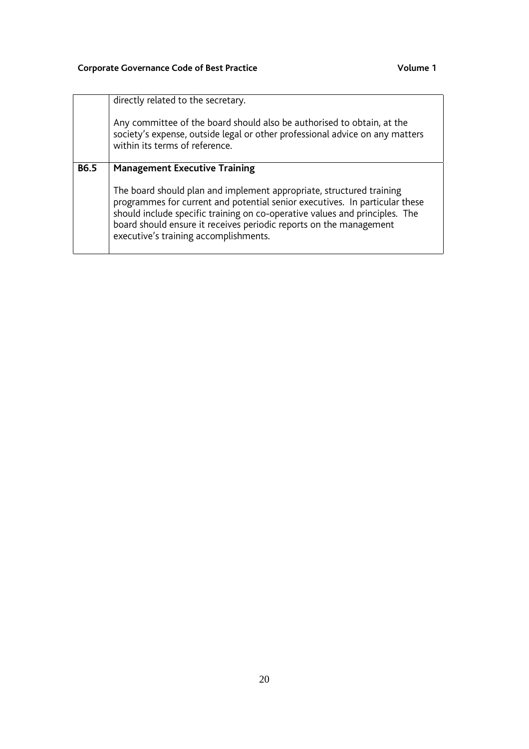| | |
|---|---|
| | directly related to the secretary.<br><br>Any committee of the board should also be authorised to obtain, at the society's expense, outside legal or other professional advice on any matters within its terms of reference. |
| **B6.5** | **Management Executive Training**<br><br>The board should plan and implement appropriate, structured training programmes for current and potential senior executives. In particular these should include specific training on co-operative values and principles. The board should ensure it receives periodic reports on the management executive's training accomplishments. |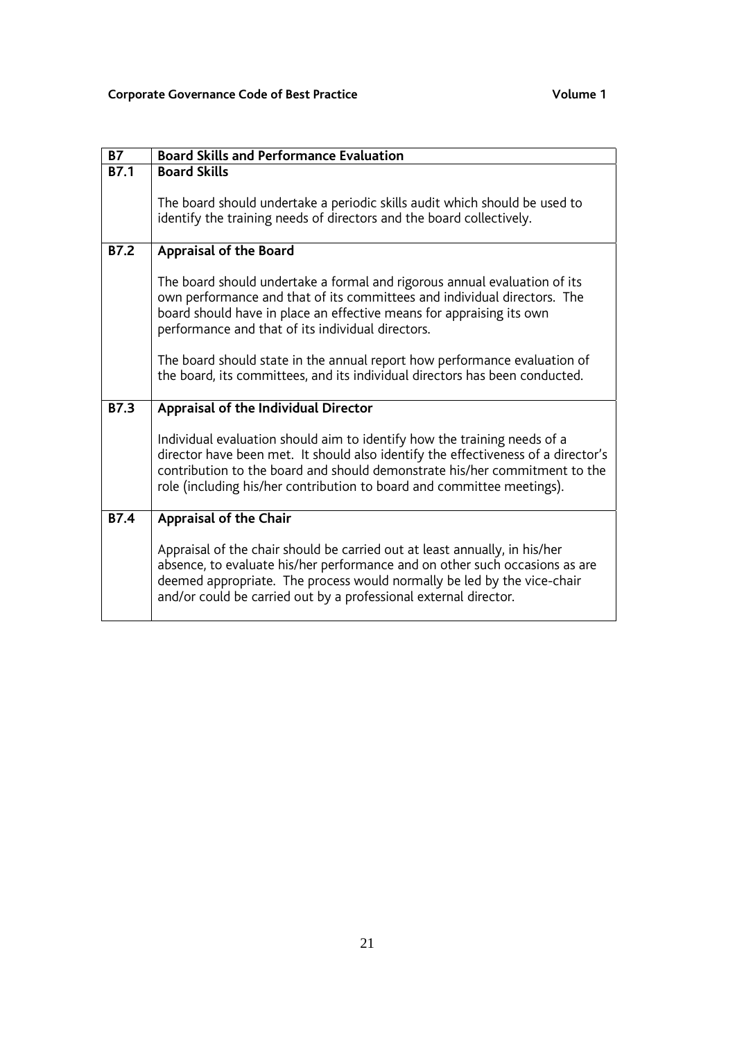| B7 | Board Skills and Performance Evaluation |
|---|---|
| B7.1 | **Board Skills**<br><br>The board should undertake a periodic skills audit which should be used to identify the training needs of directors and the board collectively. |
| B7.2 | **Appraisal of the Board**<br><br>The board should undertake a formal and rigorous annual evaluation of its own performance and that of its committees and individual directors. The board should have in place an effective means for appraising its own performance and that of its individual directors.<br><br>The board should state in the annual report how performance evaluation of the board, its committees, and its individual directors has been conducted. |
| B7.3 | **Appraisal of the Individual Director**<br><br>Individual evaluation should aim to identify how the training needs of a director have been met. It should also identify the effectiveness of a director's contribution to the board and should demonstrate his/her commitment to the role (including his/her contribution to board and committee meetings). |
| B7.4 | **Appraisal of the Chair**<br><br>Appraisal of the chair should be carried out at least annually, in his/her absence, to evaluate his/her performance and on other such occasions as are deemed appropriate. The process would normally be led by the vice-chair and/or could be carried out by a professional external director. |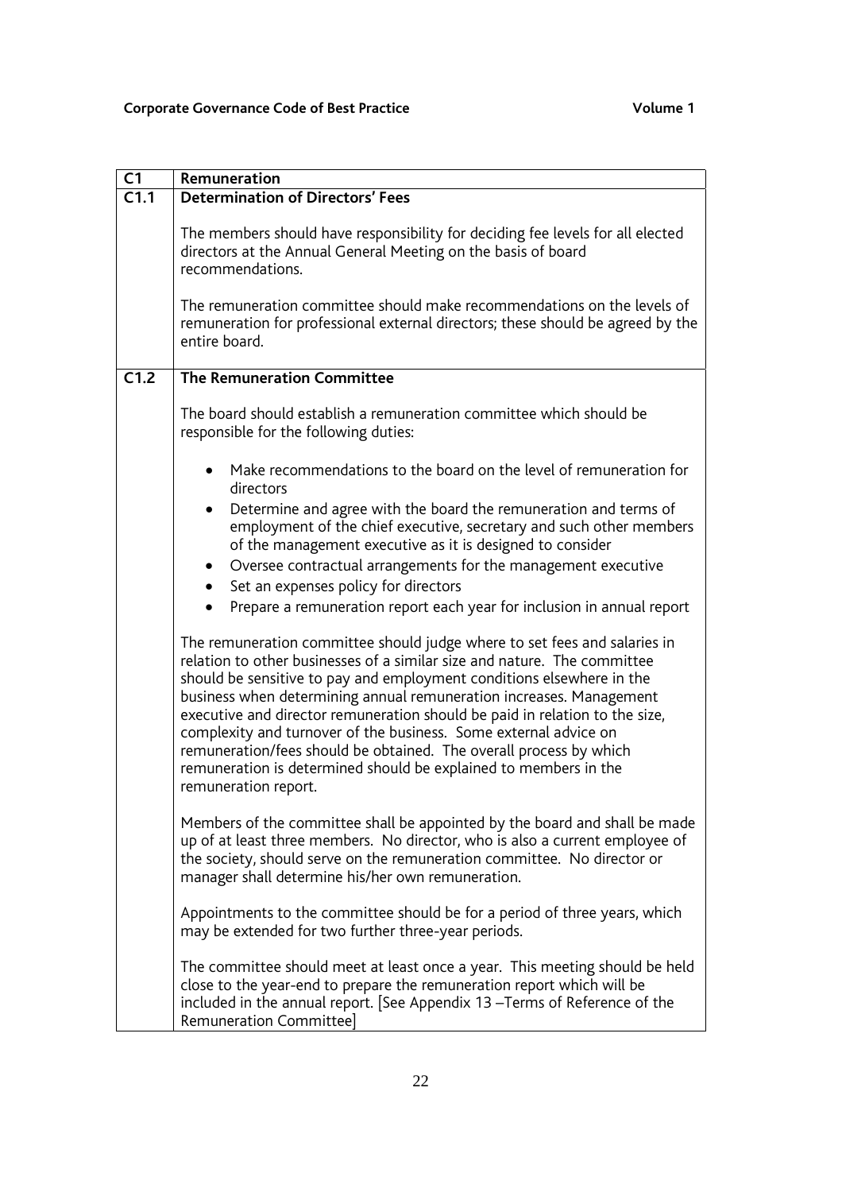| C1 | Remuneration |
|---|---|
| C1.1 | **Determination of Directors' Fees**<br><br>The members should have responsibility for deciding fee levels for all elected directors at the Annual General Meeting on the basis of board recommendations.<br><br>The remuneration committee should make recommendations on the levels of remuneration for professional external directors; these should be agreed by the entire board. |
| C1.2 | **The Remuneration Committee**<br><br>The board should establish a remuneration committee which should be responsible for the following duties:<br><br>• Make recommendations to the board on the level of remuneration for directors<br>• Determine and agree with the board the remuneration and terms of employment of the chief executive, secretary and such other members of the management executive as it is designed to consider<br>• Oversee contractual arrangements for the management executive<br>• Set an expenses policy for directors<br>• Prepare a remuneration report each year for inclusion in annual report<br><br>The remuneration committee should judge where to set fees and salaries in relation to other businesses of a similar size and nature. The committee should be sensitive to pay and employment conditions elsewhere in the business when determining annual remuneration increases. Management executive and director remuneration should be paid in relation to the size, complexity and turnover of the business. Some external advice on remuneration/fees should be obtained. The overall process by which remuneration is determined should be explained to members in the remuneration report.<br><br>Members of the committee shall be appointed by the board and shall be made up of at least three members. No director, who is also a current employee of the society, should serve on the remuneration committee. No director or manager shall determine his/her own remuneration.<br><br>Appointments to the committee should be for a period of three years, which may be extended for two further three-year periods.<br><br>The committee should meet at least once a year. This meeting should be held close to the year-end to prepare the remuneration report which will be included in the annual report. [See Appendix 13 –Terms of Reference of the Remuneration Committee] |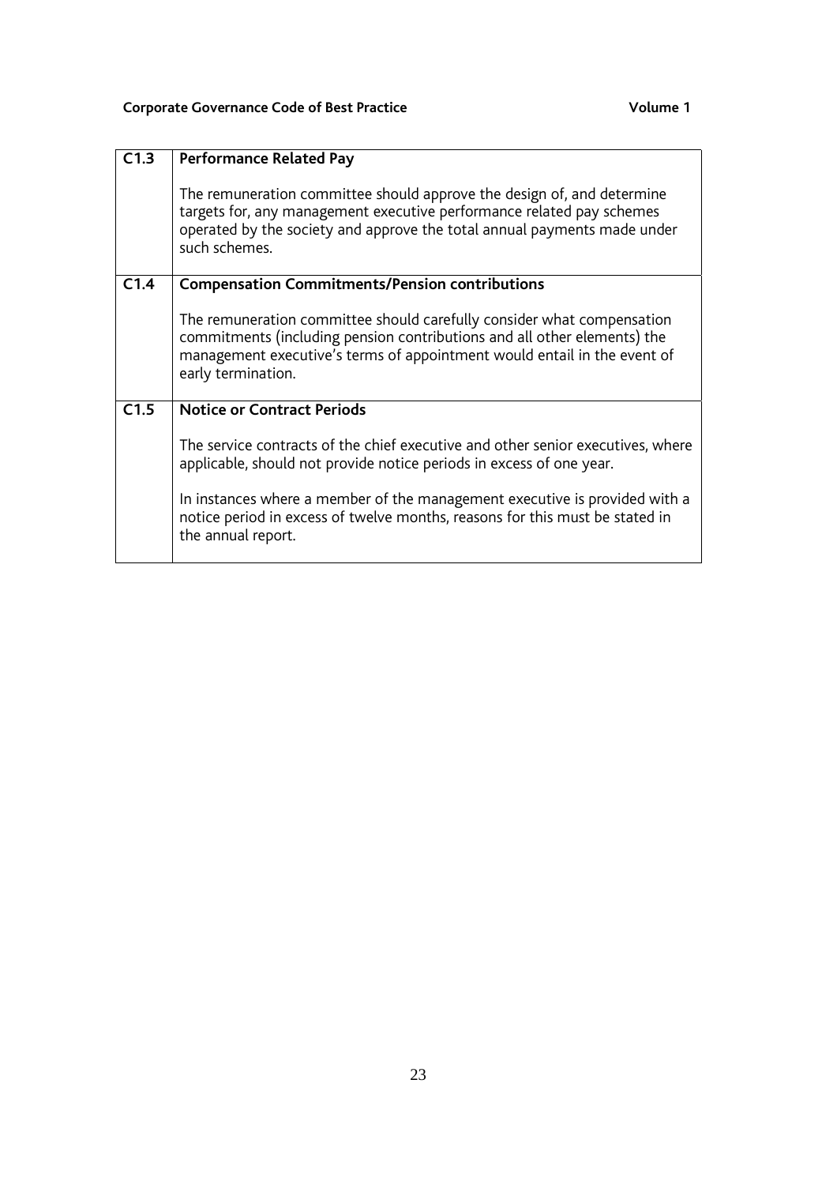| | |
|---|---|
| **C1.3** | **Performance Related Pay**<br><br>The remuneration committee should approve the design of, and determine targets for, any management executive performance related pay schemes operated by the society and approve the total annual payments made under such schemes. |
| **C1.4** | **Compensation Commitments/Pension contributions**<br><br>The remuneration committee should carefully consider what compensation commitments (including pension contributions and all other elements) the management executive's terms of appointment would entail in the event of early termination. |
| **C1.5** | **Notice or Contract Periods**<br><br>The service contracts of the chief executive and other senior executives, where applicable, should not provide notice periods in excess of one year.<br><br>In instances where a member of the management executive is provided with a notice period in excess of twelve months, reasons for this must be stated in the annual report. |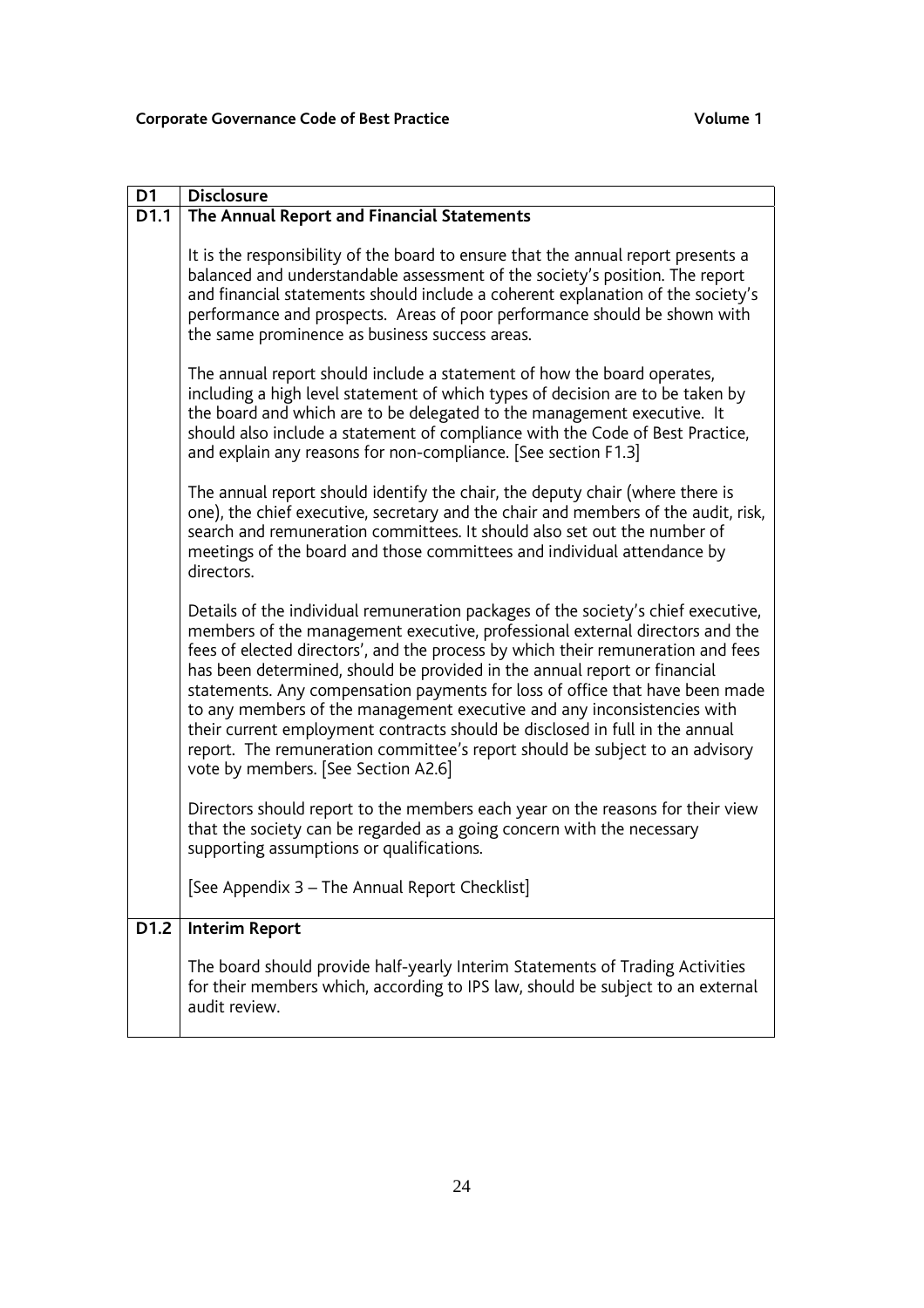| D1 | Disclosure |
|---|---|
| **D1.1** | **The Annual Report and Financial Statements**<br><br>It is the responsibility of the board to ensure that the annual report presents a balanced and understandable assessment of the society's position. The report and financial statements should include a coherent explanation of the society's performance and prospects. Areas of poor performance should be shown with the same prominence as business success areas.<br><br>The annual report should include a statement of how the board operates, including a high level statement of which types of decision are to be taken by the board and which are to be delegated to the management executive. It should also include a statement of compliance with the Code of Best Practice, and explain any reasons for non-compliance. [See section F1.3]<br><br>The annual report should identify the chair, the deputy chair (where there is one), the chief executive, secretary and the chair and members of the audit, risk, search and remuneration committees. It should also set out the number of meetings of the board and those committees and individual attendance by directors.<br><br>Details of the individual remuneration packages of the society's chief executive, members of the management executive, professional external directors and the fees of elected directors', and the process by which their remuneration and fees has been determined, should be provided in the annual report or financial statements. Any compensation payments for loss of office that have been made to any members of the management executive and any inconsistencies with their current employment contracts should be disclosed in full in the annual report. The remuneration committee's report should be subject to an advisory vote by members. [See Section A2.6]<br><br>Directors should report to the members each year on the reasons for their view that the society can be regarded as a going concern with the necessary supporting assumptions or qualifications.<br><br>[See Appendix 3 – The Annual Report Checklist] |
| **D1.2** | **Interim Report**<br><br>The board should provide half-yearly Interim Statements of Trading Activities for their members which, according to IPS law, should be subject to an external audit review. |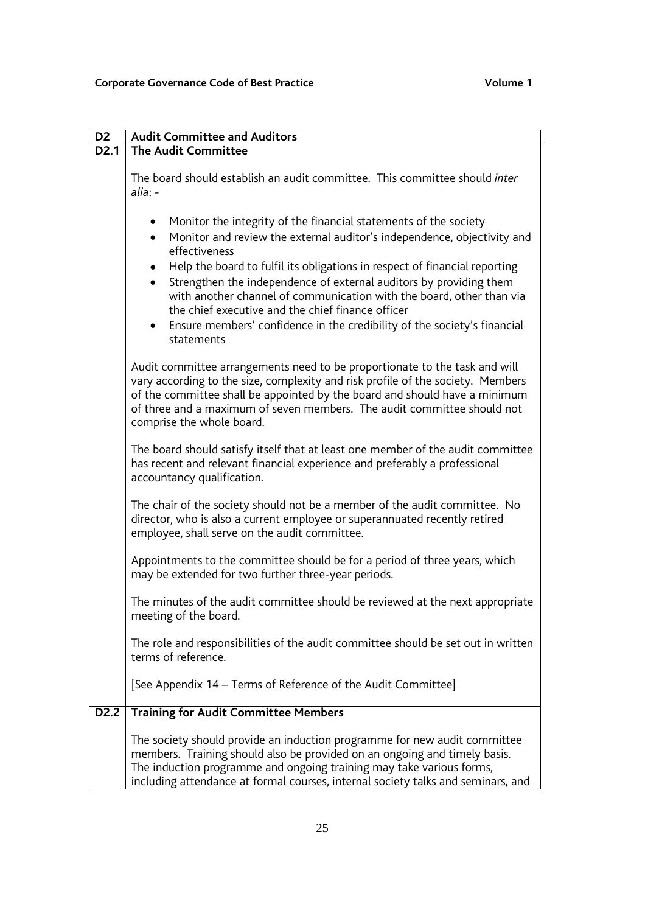| D2 | Audit Committee and Auditors |
|---|---|
| **D2.1** | **The Audit Committee** |
| | The board should establish an audit committee. This committee should *inter alia*: - <br><br> • Monitor the integrity of the financial statements of the society <br> • Monitor and review the external auditor's independence, objectivity and effectiveness <br> • Help the board to fulfil its obligations in respect of financial reporting <br> • Strengthen the independence of external auditors by providing them with another channel of communication with the board, other than via the chief executive and the chief finance officer <br> • Ensure members' confidence in the credibility of the society's financial statements <br><br> Audit committee arrangements need to be proportionate to the task and will vary according to the size, complexity and risk profile of the society. Members of the committee shall be appointed by the board and should have a minimum of three and a maximum of seven members. The audit committee should not comprise the whole board. <br><br> The board should satisfy itself that at least one member of the audit committee has recent and relevant financial experience and preferably a professional accountancy qualification. <br><br> The chair of the society should not be a member of the audit committee. No director, who is also a current employee or superannuated recently retired employee, shall serve on the audit committee. <br><br> Appointments to the committee should be for a period of three years, which may be extended for two further three-year periods. <br><br> The minutes of the audit committee should be reviewed at the next appropriate meeting of the board. <br><br> The role and responsibilities of the audit committee should be set out in written terms of reference. <br><br> [See Appendix 14 – Terms of Reference of the Audit Committee] |
| **D2.2** | **Training for Audit Committee Members** |
| | The society should provide an induction programme for new audit committee members. Training should also be provided on an ongoing and timely basis. The induction programme and ongoing training may take various forms, including attendance at formal courses, internal society talks and seminars, and |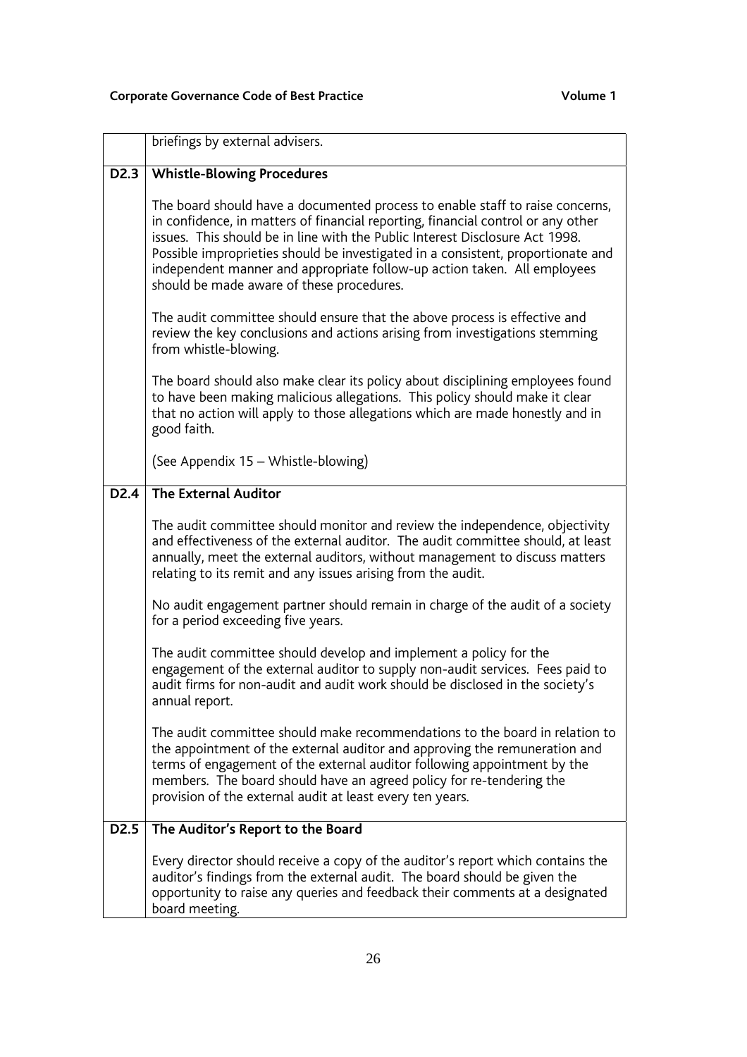briefings by external advisers.

### D2.3 Whistle-Blowing Procedures

The board should have a documented process to enable staff to raise concerns, in confidence, in matters of financial reporting, financial control or any other issues. This should be in line with the Public Interest Disclosure Act 1998. Possible improprieties should be investigated in a consistent, proportionate and independent manner and appropriate follow-up action taken. All employees should be made aware of these procedures.

The audit committee should ensure that the above process is effective and review the key conclusions and actions arising from investigations stemming from whistle-blowing.

The board should also make clear its policy about disciplining employees found to have been making malicious allegations. This policy should make it clear that no action will apply to those allegations which are made honestly and in good faith.

(See Appendix 15 – Whistle-blowing)

### D2.4 The External Auditor

The audit committee should monitor and review the independence, objectivity and effectiveness of the external auditor. The audit committee should, at least annually, meet the external auditors, without management to discuss matters relating to its remit and any issues arising from the audit.

No audit engagement partner should remain in charge of the audit of a society for a period exceeding five years.

The audit committee should develop and implement a policy for the engagement of the external auditor to supply non-audit services. Fees paid to audit firms for non-audit and audit work should be disclosed in the society's annual report.

The audit committee should make recommendations to the board in relation to the appointment of the external auditor and approving the remuneration and terms of engagement of the external auditor following appointment by the members. The board should have an agreed policy for re-tendering the provision of the external audit at least every ten years.

### D2.5 The Auditor's Report to the Board

Every director should receive a copy of the auditor's report which contains the auditor's findings from the external audit. The board should be given the opportunity to raise any queries and feedback their comments at a designated board meeting.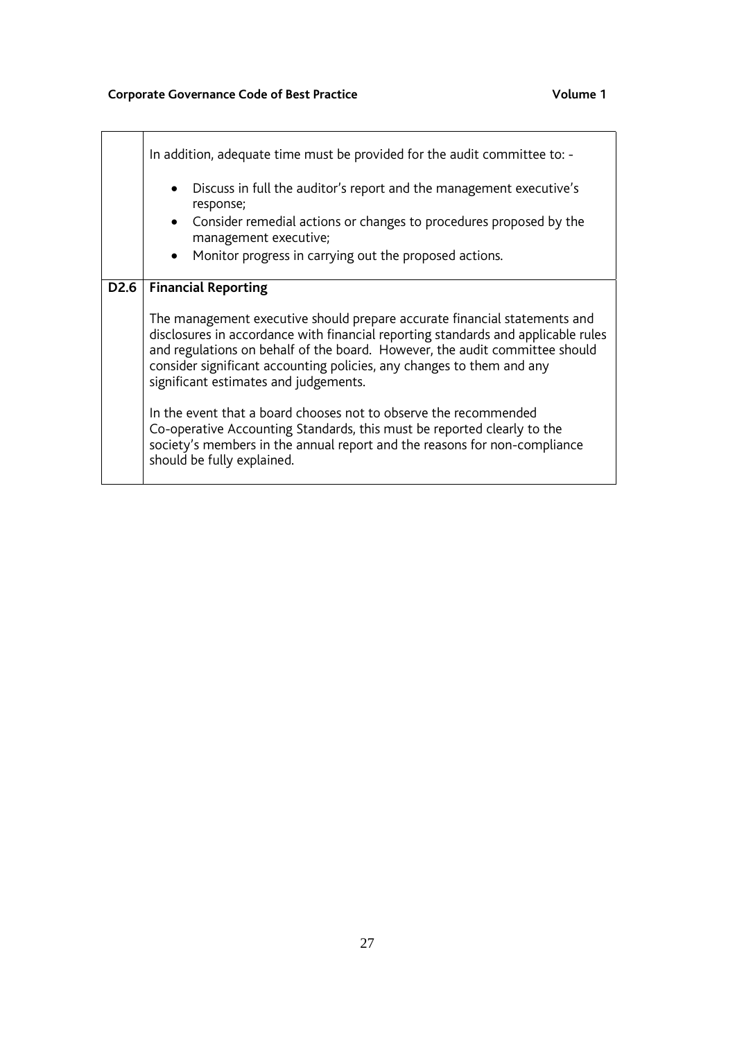| | |
|---|---|
| | In addition, adequate time must be provided for the audit committee to: -<br><br>• Discuss in full the auditor's report and the management executive's response;<br>• Consider remedial actions or changes to procedures proposed by the management executive;<br>• Monitor progress in carrying out the proposed actions. |
| **D2.6** | **Financial Reporting**<br><br>The management executive should prepare accurate financial statements and disclosures in accordance with financial reporting standards and applicable rules and regulations on behalf of the board. However, the audit committee should consider significant accounting policies, any changes to them and any significant estimates and judgements.<br><br>In the event that a board chooses not to observe the recommended Co-operative Accounting Standards, this must be reported clearly to the society's members in the annual report and the reasons for non-compliance should be fully explained. |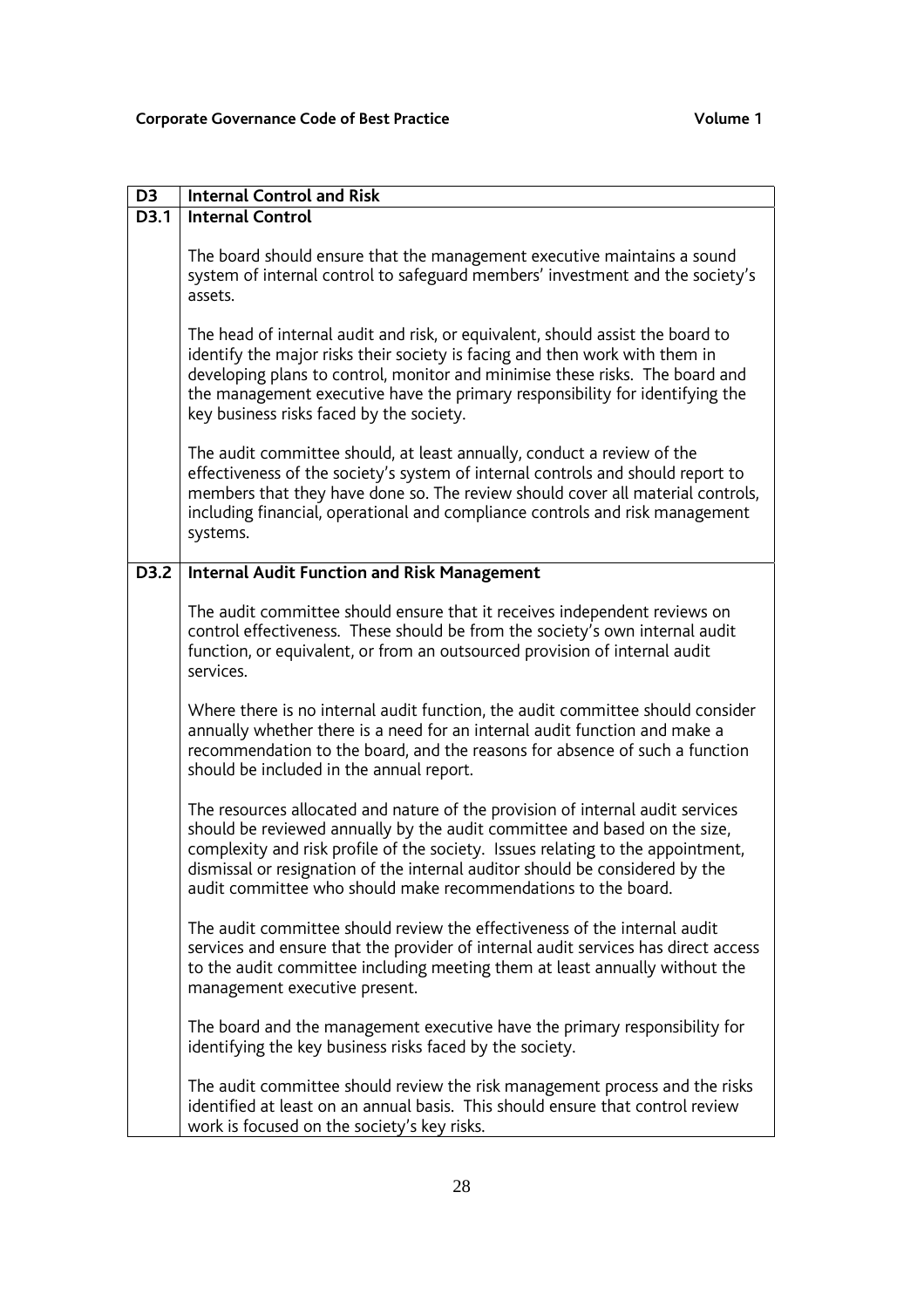| D3 | Internal Control and Risk |
|---|---|
| **D3.1** | **Internal Control**<br><br>The board should ensure that the management executive maintains a sound system of internal control to safeguard members' investment and the society's assets.<br><br>The head of internal audit and risk, or equivalent, should assist the board to identify the major risks their society is facing and then work with them in developing plans to control, monitor and minimise these risks. The board and the management executive have the primary responsibility for identifying the key business risks faced by the society.<br><br>The audit committee should, at least annually, conduct a review of the effectiveness of the society's system of internal controls and should report to members that they have done so. The review should cover all material controls, including financial, operational and compliance controls and risk management systems. |
| **D3.2** | **Internal Audit Function and Risk Management**<br><br>The audit committee should ensure that it receives independent reviews on control effectiveness. These should be from the society's own internal audit function, or equivalent, or from an outsourced provision of internal audit services.<br><br>Where there is no internal audit function, the audit committee should consider annually whether there is a need for an internal audit function and make a recommendation to the board, and the reasons for absence of such a function should be included in the annual report.<br><br>The resources allocated and nature of the provision of internal audit services should be reviewed annually by the audit committee and based on the size, complexity and risk profile of the society. Issues relating to the appointment, dismissal or resignation of the internal auditor should be considered by the audit committee who should make recommendations to the board.<br><br>The audit committee should review the effectiveness of the internal audit services and ensure that the provider of internal audit services has direct access to the audit committee including meeting them at least annually without the management executive present.<br><br>The board and the management executive have the primary responsibility for identifying the key business risks faced by the society.<br><br>The audit committee should review the risk management process and the risks identified at least on an annual basis. This should ensure that control review work is focused on the society's key risks. |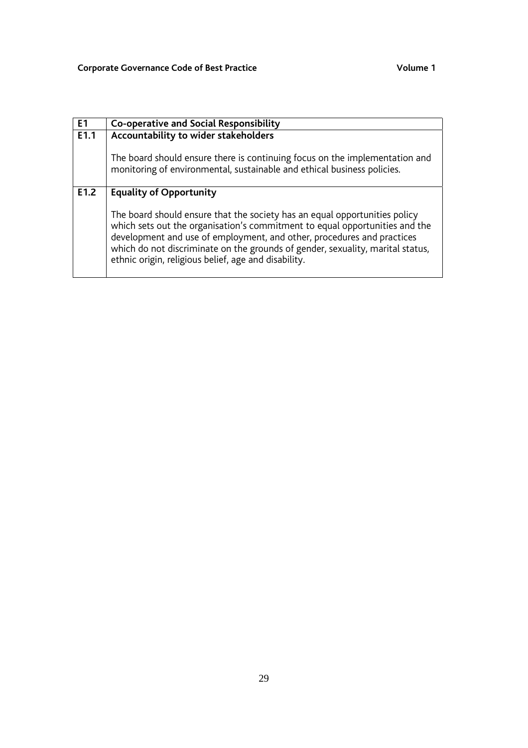| E1 | Co-operative and Social Responsibility |
| --- | --- |
| E1.1 | **Accountability to wider stakeholders**<br><br>The board should ensure there is continuing focus on the implementation and monitoring of environmental, sustainable and ethical business policies. |
| E1.2 | **Equality of Opportunity**<br><br>The board should ensure that the society has an equal opportunities policy which sets out the organisation's commitment to equal opportunities and the development and use of employment, and other, procedures and practices which do not discriminate on the grounds of gender, sexuality, marital status, ethnic origin, religious belief, age and disability. |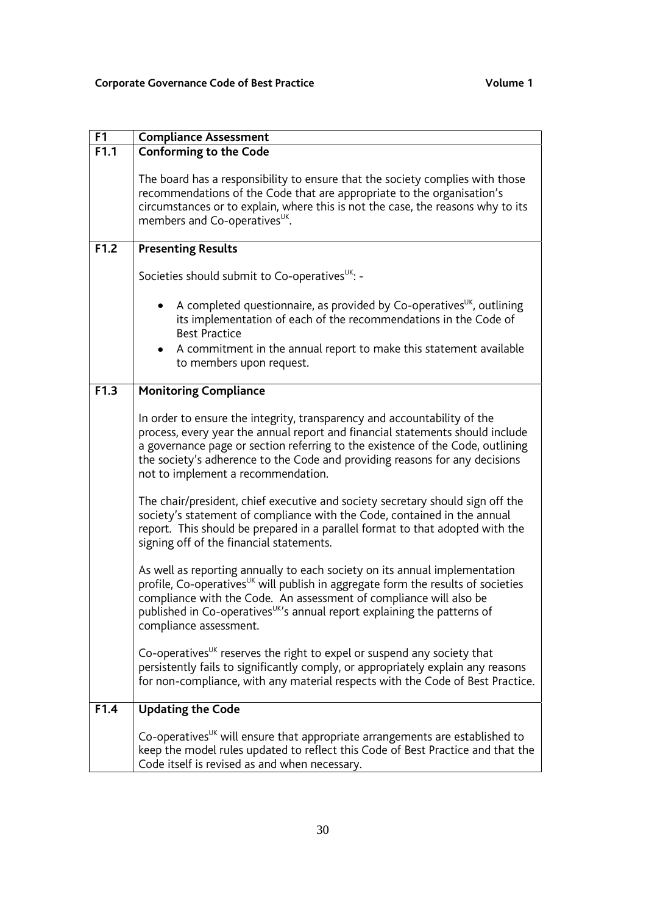| F1 | Compliance Assessment |
| --- | --- |
| F1.1 | **Conforming to the Code**<br><br>The board has a responsibility to ensure that the society complies with those recommendations of the Code that are appropriate to the organisation's circumstances or to explain, where this is not the case, the reasons why to its members and Co-operatives[UK]. |
| F1.2 | **Presenting Results**<br><br>Societies should submit to Co-operatives[UK]: -<br><br>• A completed questionnaire, as provided by Co-operatives[UK], outlining its implementation of each of the recommendations in the Code of Best Practice<br>• A commitment in the annual report to make this statement available to members upon request. |
| F1.3 | **Monitoring Compliance**<br><br>In order to ensure the integrity, transparency and accountability of the process, every year the annual report and financial statements should include a governance page or section referring to the existence of the Code, outlining the society's adherence to the Code and providing reasons for any decisions not to implement a recommendation.<br><br>The chair/president, chief executive and society secretary should sign off the society's statement of compliance with the Code, contained in the annual report. This should be prepared in a parallel format to that adopted with the signing off of the financial statements.<br><br>As well as reporting annually to each society on its annual implementation profile, Co-operatives[UK] will publish in aggregate form the results of societies compliance with the Code. An assessment of compliance will also be published in Co-operatives[UK]'s annual report explaining the patterns of compliance assessment.<br><br>Co-operatives[UK] reserves the right to expel or suspend any society that persistently fails to significantly comply, or appropriately explain any reasons for non-compliance, with any material respects with the Code of Best Practice. |
| F1.4 | **Updating the Code**<br><br>Co-operatives[UK] will ensure that appropriate arrangements are established to keep the model rules updated to reflect this Code of Best Practice and that the Code itself is revised as and when necessary. |